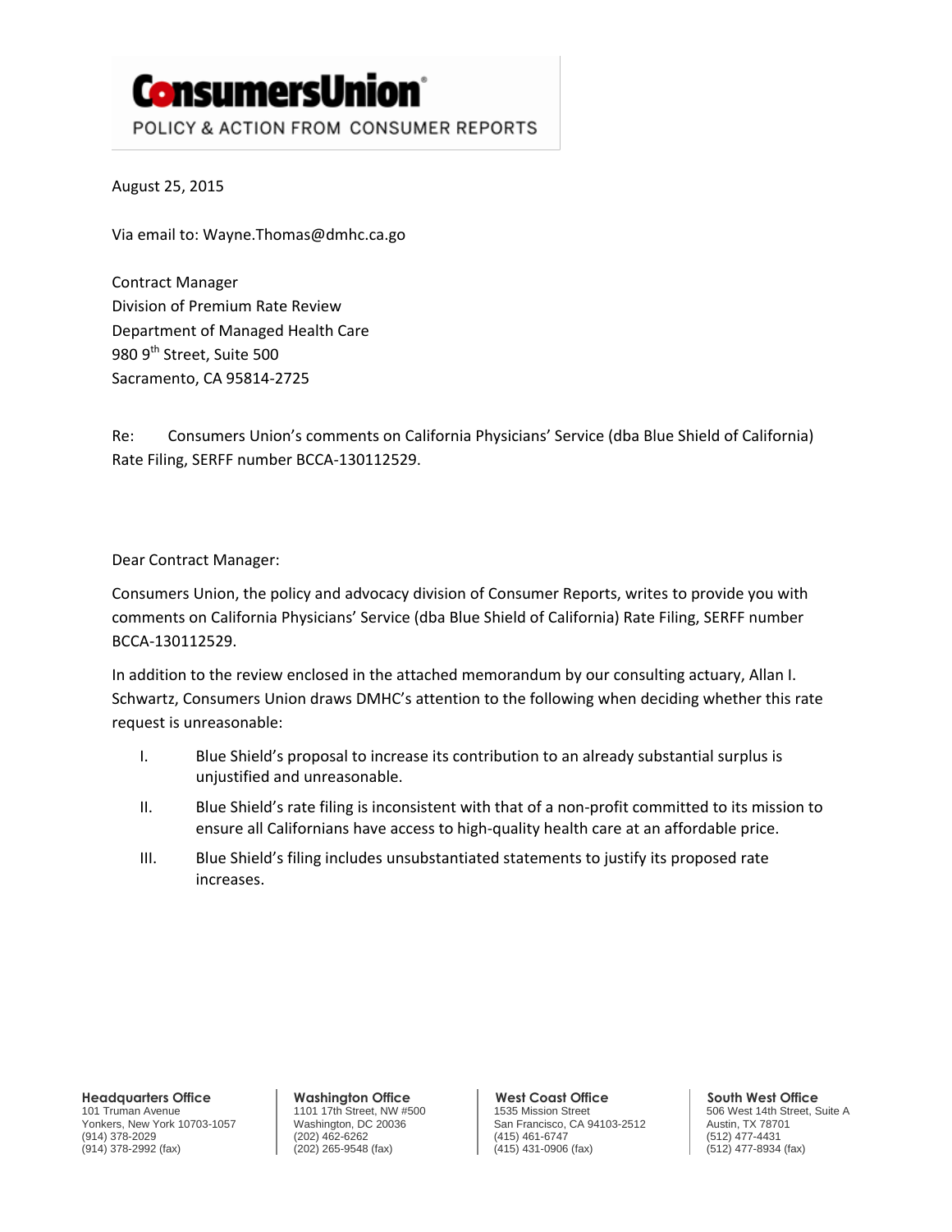**ConsumersUnion**
POLICY & ACTION FROM CONSUMER REPORTS

August 25, 2015

Via email to: Wayne.Thomas@dmhc.ca.go

Contract Manager
Division of Premium Rate Review
Department of Managed Health Care
980 9th Street, Suite 500
Sacramento, CA 95814-2725

Re: Consumers Union's comments on California Physicians' Service (dba Blue Shield of California) Rate Filing, SERFF number BCCA-130112529.

Dear Contract Manager:

Consumers Union, the policy and advocacy division of Consumer Reports, writes to provide you with comments on California Physicians' Service (dba Blue Shield of California) Rate Filing, SERFF number BCCA-130112529.

In addition to the review enclosed in the attached memorandum by our consulting actuary, Allan I. Schwartz, Consumers Union draws DMHC's attention to the following when deciding whether this rate request is unreasonable:

I. Blue Shield's proposal to increase its contribution to an already substantial surplus is unjustified and unreasonable.

II. Blue Shield's rate filing is inconsistent with that of a non-profit committed to its mission to ensure all Californians have access to high-quality health care at an affordable price.

III. Blue Shield's filing includes unsubstantiated statements to justify its proposed rate increases.

**Headquarters Office**
101 Truman Avenue
Yonkers, New York 10703-1057
(914) 378-2029
(914) 378-2992 (fax)

**Washington Office**
1101 17th Street, NW #500
Washington, DC 20036
(202) 462-6262
(202) 265-9548 (fax)

**West Coast Office**
1535 Mission Street
San Francisco, CA 94103-2512
(415) 461-6747
(415) 431-0906 (fax)

**South West Office**
506 West 14th Street, Suite A
Austin, TX 78701
(512) 477-4431
(512) 477-8934 (fax)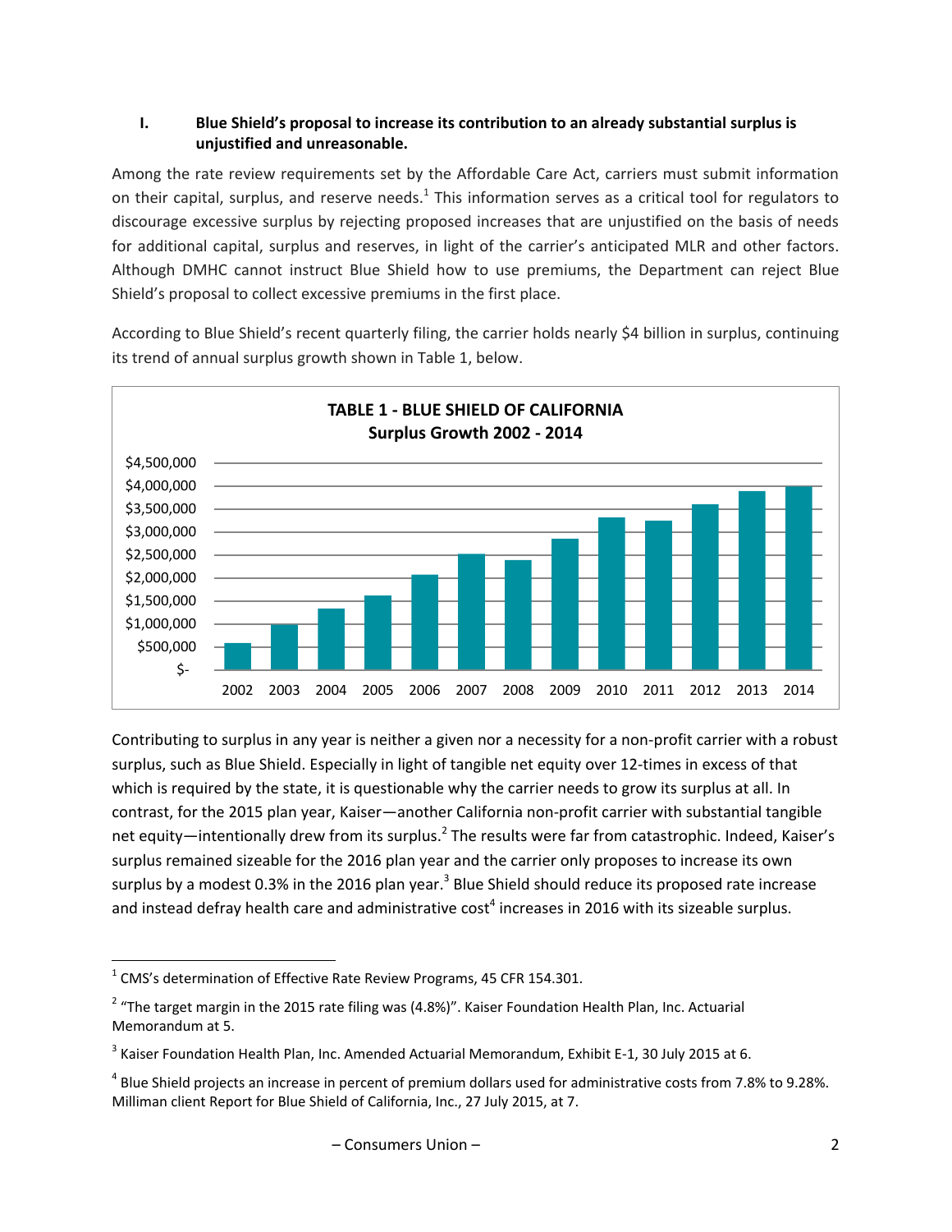## I. Blue Shield's proposal to increase its contribution to an already substantial surplus is unjustified and unreasonable.

Among the rate review requirements set by the Affordable Care Act, carriers must submit information on their capital, surplus, and reserve needs.[1] This information serves as a critical tool for regulators to discourage excessive surplus by rejecting proposed increases that are unjustified on the basis of needs for additional capital, surplus and reserves, in light of the carrier's anticipated MLR and other factors. Although DMHC cannot instruct Blue Shield how to use premiums, the Department can reject Blue Shield's proposal to collect excessive premiums in the first place.

According to Blue Shield's recent quarterly filing, the carrier holds nearly $4 billion in surplus, continuing its trend of annual surplus growth shown in Table 1, below.

**TABLE 1 - BLUE SHIELD OF CALIFORNIA**
**Surplus Growth 2002 - 2014**

Contributing to surplus in any year is neither a given nor a necessity for a non-profit carrier with a robust surplus, such as Blue Shield. Especially in light of tangible net equity over 12-times in excess of that which is required by the state, it is questionable why the carrier needs to grow its surplus at all. In contrast, for the 2015 plan year, Kaiser—another California non-profit carrier with substantial tangible net equity—intentionally drew from its surplus.[2] The results were far from catastrophic. Indeed, Kaiser's surplus remained sizeable for the 2016 plan year and the carrier only proposes to increase its own surplus by a modest 0.3% in the 2016 plan year.[3] Blue Shield should reduce its proposed rate increase and instead defray health care and administrative cost[4] increases in 2016 with its sizeable surplus.

---

[1] CMS's determination of Effective Rate Review Programs, 45 CFR 154.301.

[2] "The target margin in the 2015 rate filing was (4.8%)". Kaiser Foundation Health Plan, Inc. Actuarial Memorandum at 5.

[3] Kaiser Foundation Health Plan, Inc. Amended Actuarial Memorandum, Exhibit E-1, 30 July 2015 at 6.

[4] Blue Shield projects an increase in percent of premium dollars used for administrative costs from 7.8% to 9.28%. Milliman client Report for Blue Shield of California, Inc., 27 July 2015, at 7.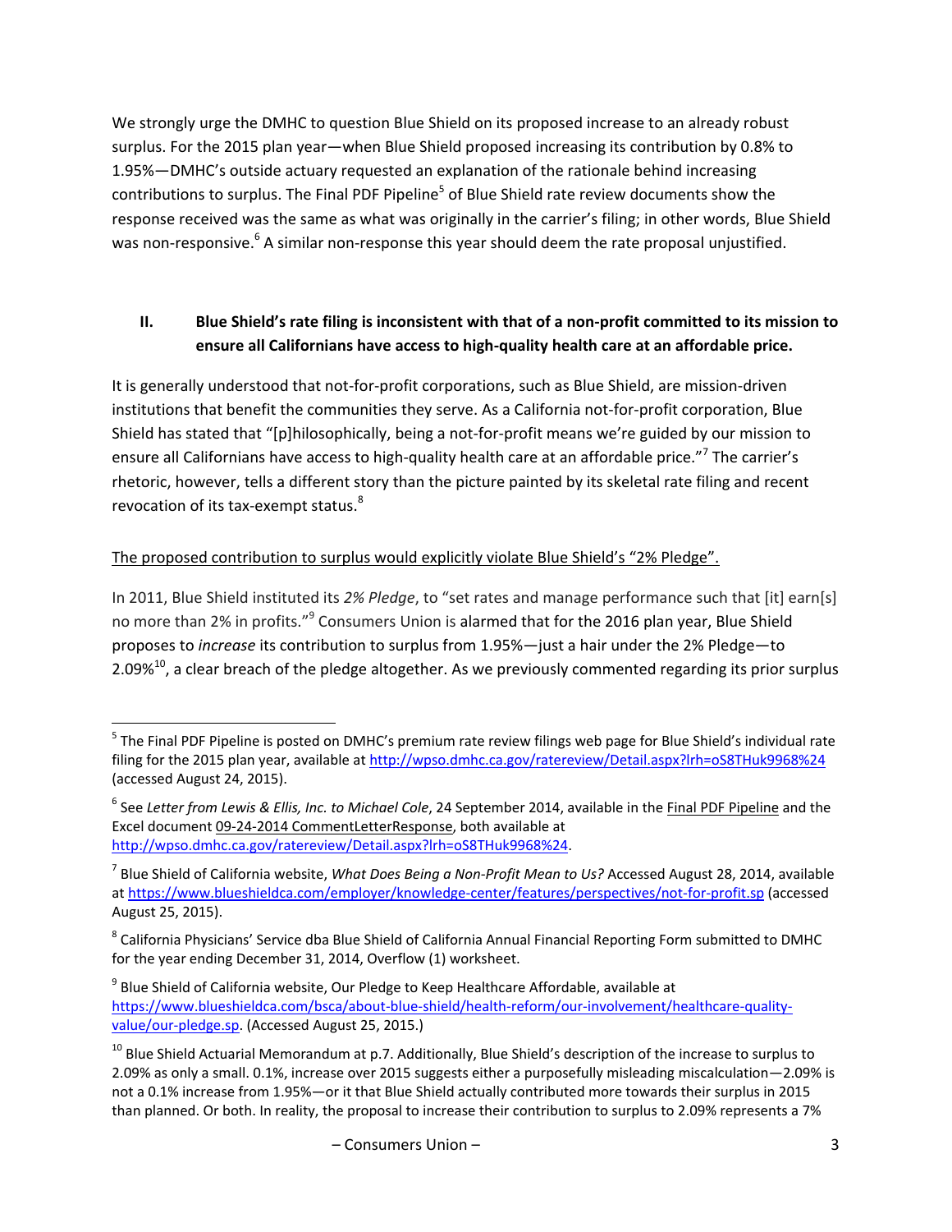We strongly urge the DMHC to question Blue Shield on its proposed increase to an already robust surplus. For the 2015 plan year—when Blue Shield proposed increasing its contribution by 0.8% to 1.95%—DMHC's outside actuary requested an explanation of the rationale behind increasing contributions to surplus. The Final PDF Pipeline[5] of Blue Shield rate review documents show the response received was the same as what was originally in the carrier's filing; in other words, Blue Shield was non-responsive.[6] A similar non-response this year should deem the rate proposal unjustified.

## II. Blue Shield's rate filing is inconsistent with that of a non-profit committed to its mission to ensure all Californians have access to high-quality health care at an affordable price.

It is generally understood that not-for-profit corporations, such as Blue Shield, are mission-driven institutions that benefit the communities they serve. As a California not-for-profit corporation, Blue Shield has stated that "[p]hilosophically, being a not-for-profit means we're guided by our mission to ensure all Californians have access to high-quality health care at an affordable price."[7] The carrier's rhetoric, however, tells a different story than the picture painted by its skeletal rate filing and recent revocation of its tax-exempt status.[8]

<u>The proposed contribution to surplus would explicitly violate Blue Shield's "2% Pledge".</u>

In 2011, Blue Shield instituted its *2% Pledge*, to "set rates and manage performance such that [it] earn[s] no more than 2% in profits."[9] Consumers Union is alarmed that for the 2016 plan year, Blue Shield proposes to *increase* its contribution to surplus from 1.95%—just a hair under the 2% Pledge—to 2.09%[10], a clear breach of the pledge altogether. As we previously commented regarding its prior surplus

---

[5] The Final PDF Pipeline is posted on DMHC's premium rate review filings web page for Blue Shield's individual rate filing for the 2015 plan year, available at http://wpso.dmhc.ca.gov/ratereview/Detail.aspx?lrh=oS8THuk9968%24 (accessed August 24, 2015).

[6] See *Letter from Lewis & Ellis, Inc. to Michael Cole*, 24 September 2014, available in the Final PDF Pipeline and the Excel document 09-24-2014 CommentLetterResponse, both available at http://wpso.dmhc.ca.gov/ratereview/Detail.aspx?lrh=oS8THuk9968%24.

[7] Blue Shield of California website, *What Does Being a Non-Profit Mean to Us?* Accessed August 28, 2014, available at https://www.blueshieldca.com/employer/knowledge-center/features/perspectives/not-for-profit.sp (accessed August 25, 2015).

[8] California Physicians' Service dba Blue Shield of California Annual Financial Reporting Form submitted to DMHC for the year ending December 31, 2014, Overflow (1) worksheet.

[9] Blue Shield of California website, Our Pledge to Keep Healthcare Affordable, available at https://www.blueshieldca.com/bsca/about-blue-shield/health-reform/our-involvement/healthcare-quality-value/our-pledge.sp. (Accessed August 25, 2015.)

[10] Blue Shield Actuarial Memorandum at p.7. Additionally, Blue Shield's description of the increase to surplus to 2.09% as only a small. 0.1%, increase over 2015 suggests either a purposefully misleading miscalculation—2.09% is not a 0.1% increase from 1.95%—or it that Blue Shield actually contributed more towards their surplus in 2015 than planned. Or both. In reality, the proposal to increase their contribution to surplus to 2.09% represents a 7%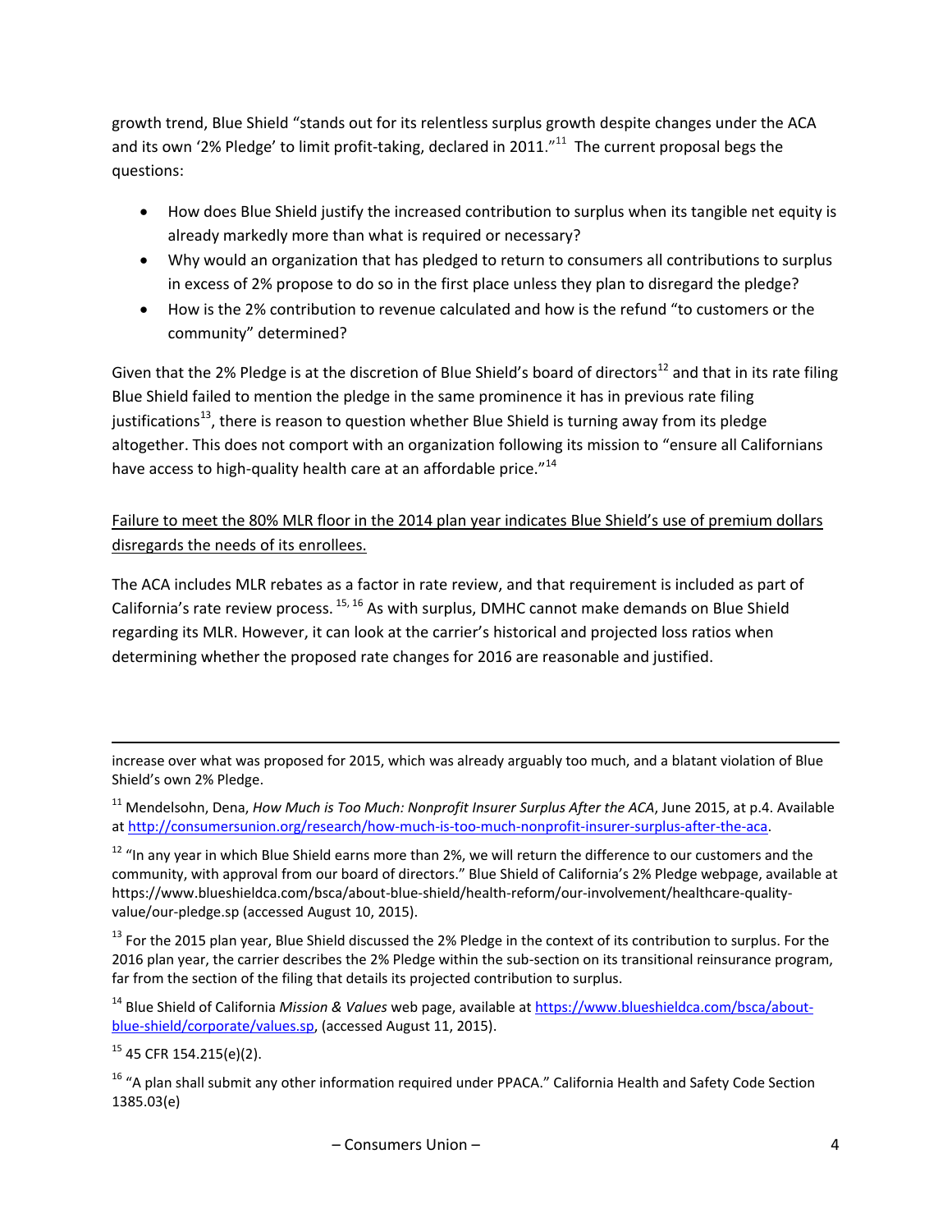growth trend, Blue Shield "stands out for its relentless surplus growth despite changes under the ACA and its own '2% Pledge' to limit profit-taking, declared in 2011."[11] The current proposal begs the questions:

- How does Blue Shield justify the increased contribution to surplus when its tangible net equity is already markedly more than what is required or necessary?
- Why would an organization that has pledged to return to consumers all contributions to surplus in excess of 2% propose to do so in the first place unless they plan to disregard the pledge?
- How is the 2% contribution to revenue calculated and how is the refund "to customers or the community" determined?

Given that the 2% Pledge is at the discretion of Blue Shield's board of directors[12] and that in its rate filing Blue Shield failed to mention the pledge in the same prominence it has in previous rate filing justifications[13], there is reason to question whether Blue Shield is turning away from its pledge altogether. This does not comport with an organization following its mission to "ensure all Californians have access to high-quality health care at an affordable price."[14]

<u>Failure to meet the 80% MLR floor in the 2014 plan year indicates Blue Shield's use of premium dollars disregards the needs of its enrollees.</u>

The ACA includes MLR rebates as a factor in rate review, and that requirement is included as part of California's rate review process. [15, 16] As with surplus, DMHC cannot make demands on Blue Shield regarding its MLR. However, it can look at the carrier's historical and projected loss ratios when determining whether the proposed rate changes for 2016 are reasonable and justified.

---

increase over what was proposed for 2015, which was already arguably too much, and a blatant violation of Blue Shield's own 2% Pledge.

[11] Mendelsohn, Dena, *How Much is Too Much: Nonprofit Insurer Surplus After the ACA*, June 2015, at p.4. Available at http://consumersunion.org/research/how-much-is-too-much-nonprofit-insurer-surplus-after-the-aca.

[12] "In any year in which Blue Shield earns more than 2%, we will return the difference to our customers and the community, with approval from our board of directors." Blue Shield of California's 2% Pledge webpage, available at https://www.blueshieldca.com/bsca/about-blue-shield/health-reform/our-involvement/healthcare-quality-value/our-pledge.sp (accessed August 10, 2015).

[13] For the 2015 plan year, Blue Shield discussed the 2% Pledge in the context of its contribution to surplus. For the 2016 plan year, the carrier describes the 2% Pledge within the sub-section on its transitional reinsurance program, far from the section of the filing that details its projected contribution to surplus.

[14] Blue Shield of California *Mission & Values* web page, available at https://www.blueshieldca.com/bsca/about-blue-shield/corporate/values.sp, (accessed August 11, 2015).

[15] 45 CFR 154.215(e)(2).

[16] "A plan shall submit any other information required under PPACA." California Health and Safety Code Section 1385.03(e)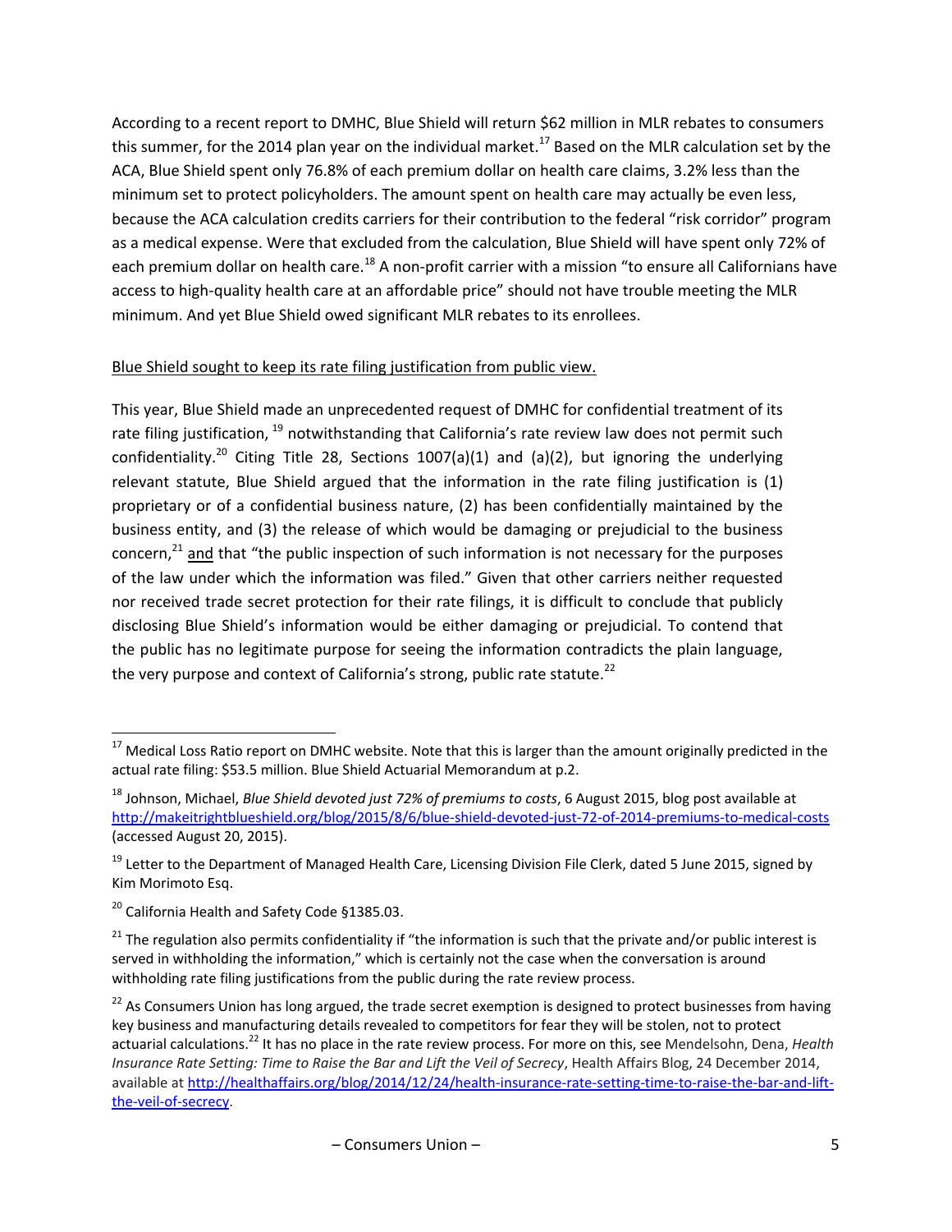According to a recent report to DMHC, Blue Shield will return $62 million in MLR rebates to consumers this summer, for the 2014 plan year on the individual market.[17] Based on the MLR calculation set by the ACA, Blue Shield spent only 76.8% of each premium dollar on health care claims, 3.2% less than the minimum set to protect policyholders. The amount spent on health care may actually be even less, because the ACA calculation credits carriers for their contribution to the federal "risk corridor" program as a medical expense. Were that excluded from the calculation, Blue Shield will have spent only 72% of each premium dollar on health care.[18] A non-profit carrier with a mission "to ensure all Californians have access to high-quality health care at an affordable price" should not have trouble meeting the MLR minimum. And yet Blue Shield owed significant MLR rebates to its enrollees.

<u>Blue Shield sought to keep its rate filing justification from public view.</u>

This year, Blue Shield made an unprecedented request of DMHC for confidential treatment of its rate filing justification,[19] notwithstanding that California's rate review law does not permit such confidentiality.[20] Citing Title 28, Sections 1007(a)(1) and (a)(2), but ignoring the underlying relevant statute, Blue Shield argued that the information in the rate filing justification is (1) proprietary or of a confidential business nature, (2) has been confidentially maintained by the business entity, and (3) the release of which would be damaging or prejudicial to the business concern,[21] <u>and</u> that "the public inspection of such information is not necessary for the purposes of the law under which the information was filed." Given that other carriers neither requested nor received trade secret protection for their rate filings, it is difficult to conclude that publicly disclosing Blue Shield's information would be either damaging or prejudicial. To contend that the public has no legitimate purpose for seeing the information contradicts the plain language, the very purpose and context of California's strong, public rate statute.[22]

---

[17] Medical Loss Ratio report on DMHC website. Note that this is larger than the amount originally predicted in the actual rate filing: $53.5 million. Blue Shield Actuarial Memorandum at p.2.

[18] Johnson, Michael, *Blue Shield devoted just 72% of premiums to costs*, 6 August 2015, blog post available at http://makeitrightblueshield.org/blog/2015/8/6/blue-shield-devoted-just-72-of-2014-premiums-to-medical-costs (accessed August 20, 2015).

[19] Letter to the Department of Managed Health Care, Licensing Division File Clerk, dated 5 June 2015, signed by Kim Morimoto Esq.

[20] California Health and Safety Code §1385.03.

[21] The regulation also permits confidentiality if "the information is such that the private and/or public interest is served in withholding the information," which is certainly not the case when the conversation is around withholding rate filing justifications from the public during the rate review process.

[22] As Consumers Union has long argued, the trade secret exemption is designed to protect businesses from having key business and manufacturing details revealed to competitors for fear they will be stolen, not to protect actuarial calculations.[22] It has no place in the rate review process. For more on this, see Mendelsohn, Dena, *Health Insurance Rate Setting: Time to Raise the Bar and Lift the Veil of Secrecy*, Health Affairs Blog, 24 December 2014, available at http://healthaffairs.org/blog/2014/12/24/health-insurance-rate-setting-time-to-raise-the-bar-and-lift-the-veil-of-secrecy.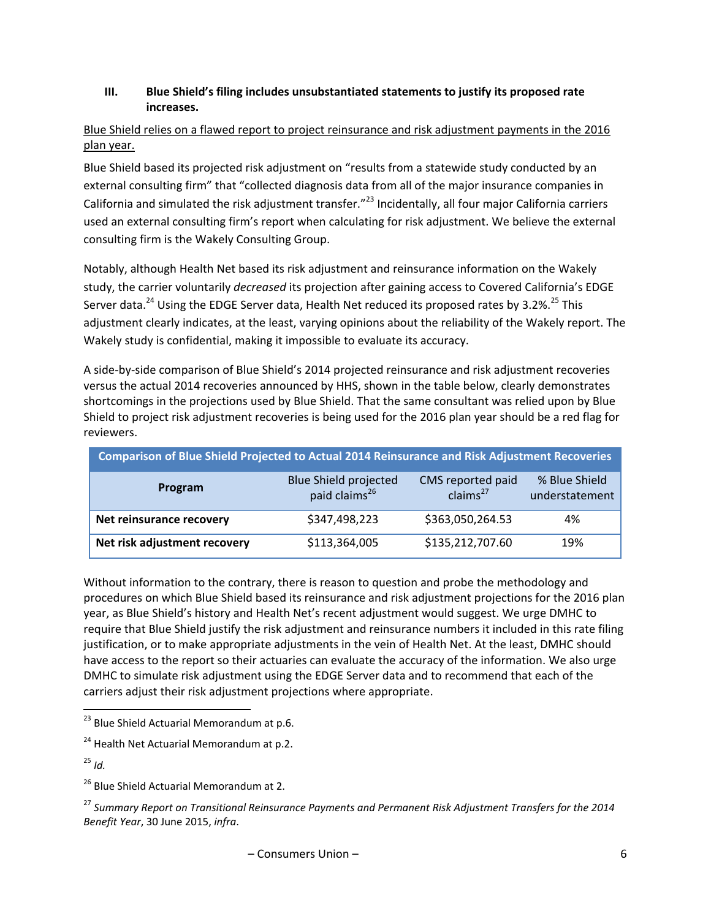### III. Blue Shield's filing includes unsubstantiated statements to justify its proposed rate increases.

Blue Shield relies on a flawed report to project reinsurance and risk adjustment payments in the 2016 plan year.

Blue Shield based its projected risk adjustment on "results from a statewide study conducted by an external consulting firm" that "collected diagnosis data from all of the major insurance companies in California and simulated the risk adjustment transfer."[23] Incidentally, all four major California carriers used an external consulting firm's report when calculating for risk adjustment. We believe the external consulting firm is the Wakely Consulting Group.

Notably, although Health Net based its risk adjustment and reinsurance information on the Wakely study, the carrier voluntarily *decreased* its projection after gaining access to Covered California's EDGE Server data.[24] Using the EDGE Server data, Health Net reduced its proposed rates by 3.2%.[25] This adjustment clearly indicates, at the least, varying opinions about the reliability of the Wakely report. The Wakely study is confidential, making it impossible to evaluate its accuracy.

A side-by-side comparison of Blue Shield's 2014 projected reinsurance and risk adjustment recoveries versus the actual 2014 recoveries announced by HHS, shown in the table below, clearly demonstrates shortcomings in the projections used by Blue Shield. That the same consultant was relied upon by Blue Shield to project risk adjustment recoveries is being used for the 2016 plan year should be a red flag for reviewers.

| Comparison of Blue Shield Projected to Actual 2014 Reinsurance and Risk Adjustment Recoveries | | | |
|---|---|---|---|
| **Program** | Blue Shield projected paid claims[26] | CMS reported paid claims[27] | % Blue Shield understatement |
| **Net reinsurance recovery** | $347,498,223 | $363,050,264.53 | 4% |
| **Net risk adjustment recovery** | $113,364,005 | $135,212,707.60 | 19% |

Without information to the contrary, there is reason to question and probe the methodology and procedures on which Blue Shield based its reinsurance and risk adjustment projections for the 2016 plan year, as Blue Shield's history and Health Net's recent adjustment would suggest. We urge DMHC to require that Blue Shield justify the risk adjustment and reinsurance numbers it included in this rate filing justification, or to make appropriate adjustments in the vein of Health Net. At the least, DMHC should have access to the report so their actuaries can evaluate the accuracy of the information. We also urge DMHC to simulate risk adjustment using the EDGE Server data and to recommend that each of the carriers adjust their risk adjustment projections where appropriate.

[23] Blue Shield Actuarial Memorandum at p.6.

[24] Health Net Actuarial Memorandum at p.2.

[25] *Id.*

[26] Blue Shield Actuarial Memorandum at 2.

[27] *Summary Report on Transitional Reinsurance Payments and Permanent Risk Adjustment Transfers for the 2014 Benefit Year*, 30 June 2015, *infra*.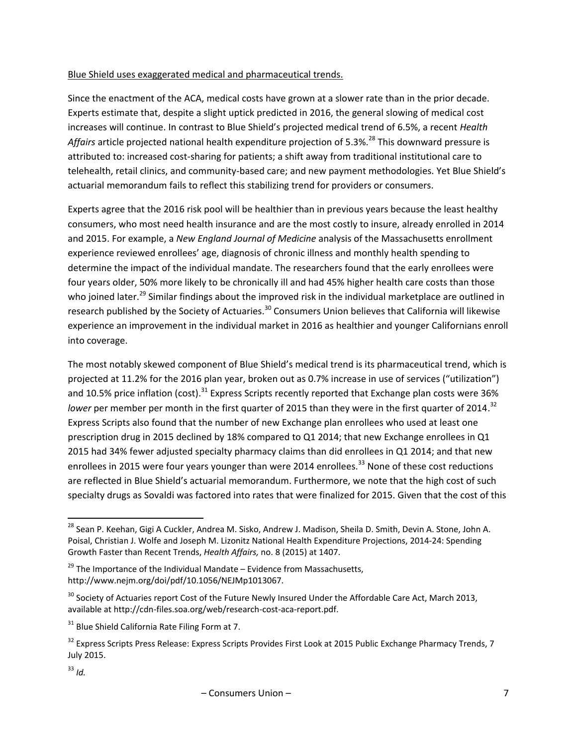<u>Blue Shield uses exaggerated medical and pharmaceutical trends.</u>

Since the enactment of the ACA, medical costs have grown at a slower rate than in the prior decade. Experts estimate that, despite a slight uptick predicted in 2016, the general slowing of medical cost increases will continue. In contrast to Blue Shield's projected medical trend of 6.5%, a recent *Health Affairs* article projected national health expenditure projection of 5.3%.[28] This downward pressure is attributed to: increased cost-sharing for patients; a shift away from traditional institutional care to telehealth, retail clinics, and community-based care; and new payment methodologies. Yet Blue Shield's actuarial memorandum fails to reflect this stabilizing trend for providers or consumers.

Experts agree that the 2016 risk pool will be healthier than in previous years because the least healthy consumers, who most need health insurance and are the most costly to insure, already enrolled in 2014 and 2015. For example, a *New England Journal of Medicine* analysis of the Massachusetts enrollment experience reviewed enrollees' age, diagnosis of chronic illness and monthly health spending to determine the impact of the individual mandate. The researchers found that the early enrollees were four years older, 50% more likely to be chronically ill and had 45% higher health care costs than those who joined later.[29] Similar findings about the improved risk in the individual marketplace are outlined in research published by the Society of Actuaries.[30] Consumers Union believes that California will likewise experience an improvement in the individual market in 2016 as healthier and younger Californians enroll into coverage.

The most notably skewed component of Blue Shield's medical trend is its pharmaceutical trend, which is projected at 11.2% for the 2016 plan year, broken out as 0.7% increase in use of services ("utilization") and 10.5% price inflation (cost).[31] Express Scripts recently reported that Exchange plan costs were 36% *lower* per member per month in the first quarter of 2015 than they were in the first quarter of 2014.[32] Express Scripts also found that the number of new Exchange plan enrollees who used at least one prescription drug in 2015 declined by 18% compared to Q1 2014; that new Exchange enrollees in Q1 2015 had 34% fewer adjusted specialty pharmacy claims than did enrollees in Q1 2014; and that new enrollees in 2015 were four years younger than were 2014 enrollees.[33] None of these cost reductions are reflected in Blue Shield's actuarial memorandum. Furthermore, we note that the high cost of such specialty drugs as Sovaldi was factored into rates that were finalized for 2015. Given that the cost of this

---

[28] Sean P. Keehan, Gigi A Cuckler, Andrea M. Sisko, Andrew J. Madison, Sheila D. Smith, Devin A. Stone, John A. Poisal, Christian J. Wolfe and Joseph M. Lizonitz National Health Expenditure Projections, 2014-24: Spending Growth Faster than Recent Trends, *Health Affairs,* no. 8 (2015) at 1407.

[29] The Importance of the Individual Mandate – Evidence from Massachusetts, http://www.nejm.org/doi/pdf/10.1056/NEJMp1013067.

[30] Society of Actuaries report Cost of the Future Newly Insured Under the Affordable Care Act, March 2013, available at http://cdn-files.soa.org/web/research-cost-aca-report.pdf.

[31] Blue Shield California Rate Filing Form at 7.

[32] Express Scripts Press Release: Express Scripts Provides First Look at 2015 Public Exchange Pharmacy Trends, 7 July 2015.

[33] *Id.*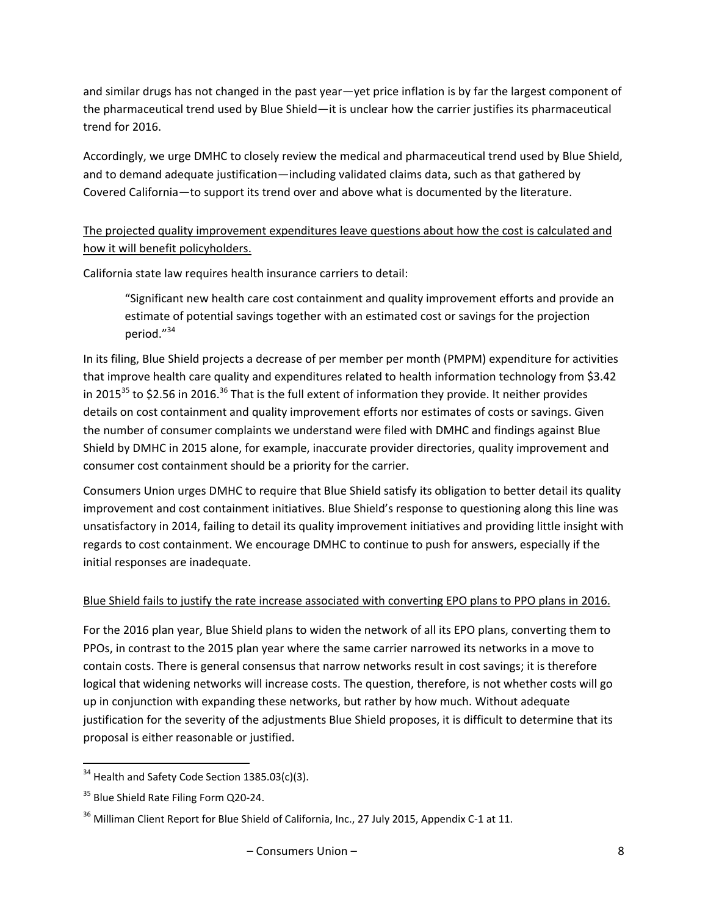and similar drugs has not changed in the past year—yet price inflation is by far the largest component of the pharmaceutical trend used by Blue Shield—it is unclear how the carrier justifies its pharmaceutical trend for 2016.

Accordingly, we urge DMHC to closely review the medical and pharmaceutical trend used by Blue Shield, and to demand adequate justification—including validated claims data, such as that gathered by Covered California—to support its trend over and above what is documented by the literature.

<u>The projected quality improvement expenditures leave questions about how the cost is calculated and how it will benefit policyholders.</u>

California state law requires health insurance carriers to detail:

> "Significant new health care cost containment and quality improvement efforts and provide an estimate of potential savings together with an estimated cost or savings for the projection period."[34]

In its filing, Blue Shield projects a decrease of per member per month (PMPM) expenditure for activities that improve health care quality and expenditures related to health information technology from $3.42 in 2015[35] to $2.56 in 2016.[36] That is the full extent of information they provide. It neither provides details on cost containment and quality improvement efforts nor estimates of costs or savings. Given the number of consumer complaints we understand were filed with DMHC and findings against Blue Shield by DMHC in 2015 alone, for example, inaccurate provider directories, quality improvement and consumer cost containment should be a priority for the carrier.

Consumers Union urges DMHC to require that Blue Shield satisfy its obligation to better detail its quality improvement and cost containment initiatives. Blue Shield's response to questioning along this line was unsatisfactory in 2014, failing to detail its quality improvement initiatives and providing little insight with regards to cost containment. We encourage DMHC to continue to push for answers, especially if the initial responses are inadequate.

<u>Blue Shield fails to justify the rate increase associated with converting EPO plans to PPO plans in 2016.</u>

For the 2016 plan year, Blue Shield plans to widen the network of all its EPO plans, converting them to PPOs, in contrast to the 2015 plan year where the same carrier narrowed its networks in a move to contain costs. There is general consensus that narrow networks result in cost savings; it is therefore logical that widening networks will increase costs. The question, therefore, is not whether costs will go up in conjunction with expanding these networks, but rather by how much. Without adequate justification for the severity of the adjustments Blue Shield proposes, it is difficult to determine that its proposal is either reasonable or justified.

---

[34] Health and Safety Code Section 1385.03(c)(3).

[35] Blue Shield Rate Filing Form Q20-24.

[36] Milliman Client Report for Blue Shield of California, Inc., 27 July 2015, Appendix C-1 at 11.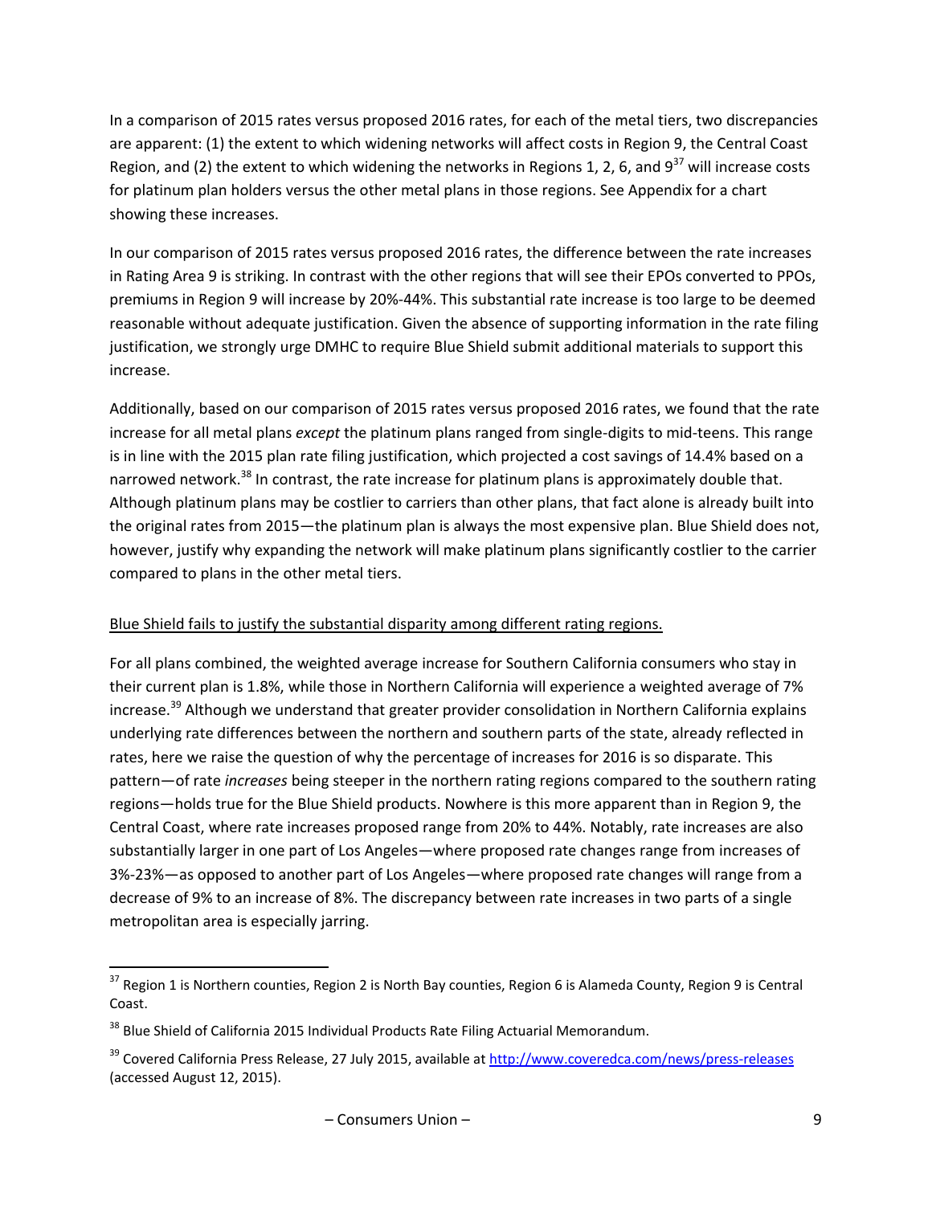In a comparison of 2015 rates versus proposed 2016 rates, for each of the metal tiers, two discrepancies are apparent: (1) the extent to which widening networks will affect costs in Region 9, the Central Coast Region, and (2) the extent to which widening the networks in Regions 1, 2, 6, and 9[37] will increase costs for platinum plan holders versus the other metal plans in those regions. See Appendix for a chart showing these increases.

In our comparison of 2015 rates versus proposed 2016 rates, the difference between the rate increases in Rating Area 9 is striking. In contrast with the other regions that will see their EPOs converted to PPOs, premiums in Region 9 will increase by 20%-44%. This substantial rate increase is too large to be deemed reasonable without adequate justification. Given the absence of supporting information in the rate filing justification, we strongly urge DMHC to require Blue Shield submit additional materials to support this increase.

Additionally, based on our comparison of 2015 rates versus proposed 2016 rates, we found that the rate increase for all metal plans *except* the platinum plans ranged from single-digits to mid-teens. This range is in line with the 2015 plan rate filing justification, which projected a cost savings of 14.4% based on a narrowed network.[38] In contrast, the rate increase for platinum plans is approximately double that. Although platinum plans may be costlier to carriers than other plans, that fact alone is already built into the original rates from 2015—the platinum plan is always the most expensive plan. Blue Shield does not, however, justify why expanding the network will make platinum plans significantly costlier to the carrier compared to plans in the other metal tiers.

<u>Blue Shield fails to justify the substantial disparity among different rating regions.</u>

For all plans combined, the weighted average increase for Southern California consumers who stay in their current plan is 1.8%, while those in Northern California will experience a weighted average of 7% increase.[39] Although we understand that greater provider consolidation in Northern California explains underlying rate differences between the northern and southern parts of the state, already reflected in rates, here we raise the question of why the percentage of increases for 2016 is so disparate. This pattern—of rate *increases* being steeper in the northern rating regions compared to the southern rating regions—holds true for the Blue Shield products. Nowhere is this more apparent than in Region 9, the Central Coast, where rate increases proposed range from 20% to 44%. Notably, rate increases are also substantially larger in one part of Los Angeles—where proposed rate changes range from increases of 3%-23%—as opposed to another part of Los Angeles—where proposed rate changes will range from a decrease of 9% to an increase of 8%. The discrepancy between rate increases in two parts of a single metropolitan area is especially jarring.

---

[37] Region 1 is Northern counties, Region 2 is North Bay counties, Region 6 is Alameda County, Region 9 is Central Coast.

[38] Blue Shield of California 2015 Individual Products Rate Filing Actuarial Memorandum.

[39] Covered California Press Release, 27 July 2015, available at http://www.coveredca.com/news/press-releases (accessed August 12, 2015).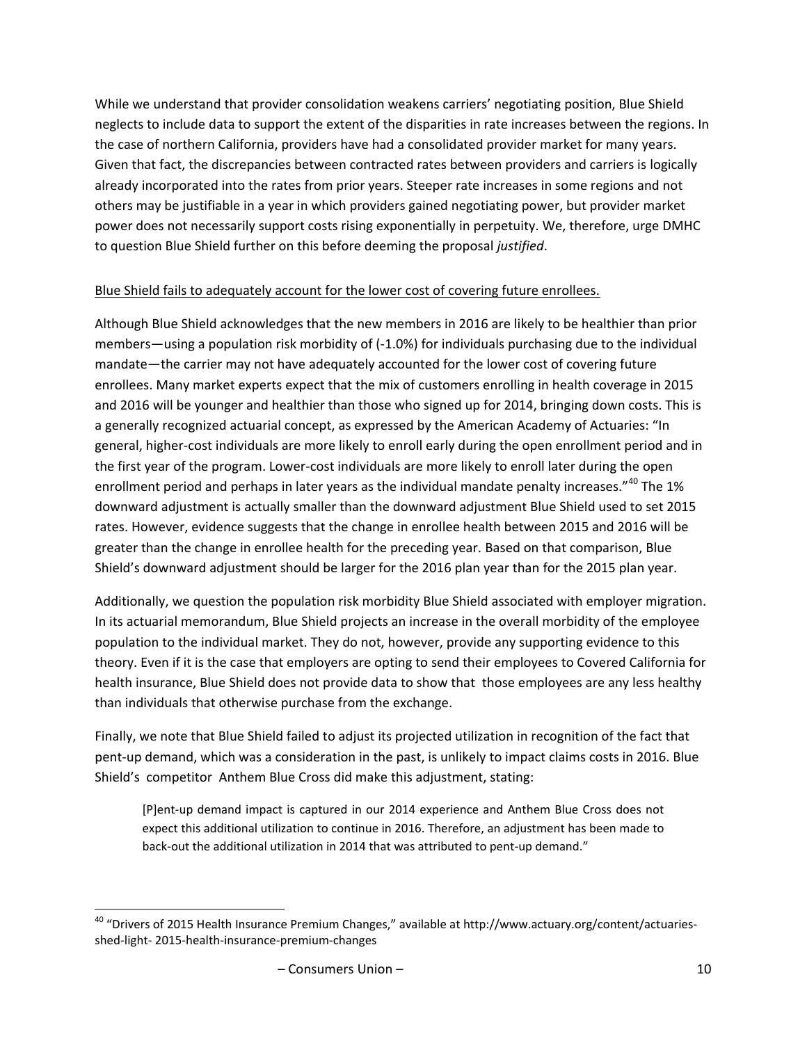While we understand that provider consolidation weakens carriers' negotiating position, Blue Shield neglects to include data to support the extent of the disparities in rate increases between the regions. In the case of northern California, providers have had a consolidated provider market for many years. Given that fact, the discrepancies between contracted rates between providers and carriers is logically already incorporated into the rates from prior years. Steeper rate increases in some regions and not others may be justifiable in a year in which providers gained negotiating power, but provider market power does not necessarily support costs rising exponentially in perpetuity. We, therefore, urge DMHC to question Blue Shield further on this before deeming the proposal *justified*.

<u>Blue Shield fails to adequately account for the lower cost of covering future enrollees.</u>

Although Blue Shield acknowledges that the new members in 2016 are likely to be healthier than prior members—using a population risk morbidity of (-1.0%) for individuals purchasing due to the individual mandate—the carrier may not have adequately accounted for the lower cost of covering future enrollees. Many market experts expect that the mix of customers enrolling in health coverage in 2015 and 2016 will be younger and healthier than those who signed up for 2014, bringing down costs. This is a generally recognized actuarial concept, as expressed by the American Academy of Actuaries: "In general, higher-cost individuals are more likely to enroll early during the open enrollment period and in the first year of the program. Lower-cost individuals are more likely to enroll later during the open enrollment period and perhaps in later years as the individual mandate penalty increases."[40] The 1% downward adjustment is actually smaller than the downward adjustment Blue Shield used to set 2015 rates. However, evidence suggests that the change in enrollee health between 2015 and 2016 will be greater than the change in enrollee health for the preceding year. Based on that comparison, Blue Shield's downward adjustment should be larger for the 2016 plan year than for the 2015 plan year.

Additionally, we question the population risk morbidity Blue Shield associated with employer migration. In its actuarial memorandum, Blue Shield projects an increase in the overall morbidity of the employee population to the individual market. They do not, however, provide any supporting evidence to this theory. Even if it is the case that employers are opting to send their employees to Covered California for health insurance, Blue Shield does not provide data to show that those employees are any less healthy than individuals that otherwise purchase from the exchange.

Finally, we note that Blue Shield failed to adjust its projected utilization in recognition of the fact that pent-up demand, which was a consideration in the past, is unlikely to impact claims costs in 2016. Blue Shield's competitor Anthem Blue Cross did make this adjustment, stating:

> [P]ent-up demand impact is captured in our 2014 experience and Anthem Blue Cross does not expect this additional utilization to continue in 2016. Therefore, an adjustment has been made to back-out the additional utilization in 2014 that was attributed to pent-up demand."

---

[40] "Drivers of 2015 Health Insurance Premium Changes," available at http://www.actuary.org/content/actuaries-shed-light- 2015-health-insurance-premium-changes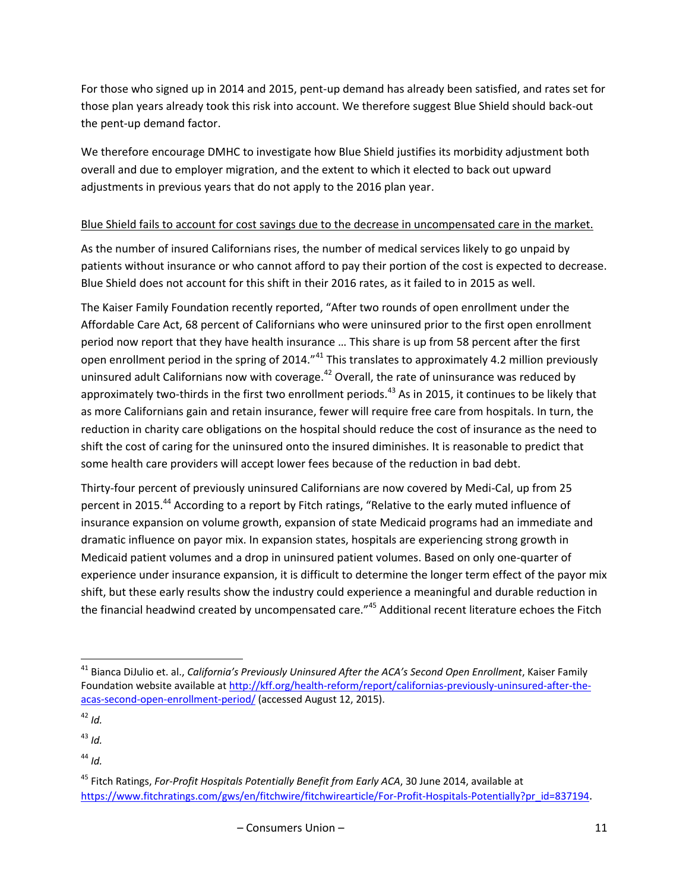For those who signed up in 2014 and 2015, pent-up demand has already been satisfied, and rates set for those plan years already took this risk into account. We therefore suggest Blue Shield should back-out the pent-up demand factor.

We therefore encourage DMHC to investigate how Blue Shield justifies its morbidity adjustment both overall and due to employer migration, and the extent to which it elected to back out upward adjustments in previous years that do not apply to the 2016 plan year.

Blue Shield fails to account for cost savings due to the decrease in uncompensated care in the market.

As the number of insured Californians rises, the number of medical services likely to go unpaid by patients without insurance or who cannot afford to pay their portion of the cost is expected to decrease. Blue Shield does not account for this shift in their 2016 rates, as it failed to in 2015 as well.

The Kaiser Family Foundation recently reported, "After two rounds of open enrollment under the Affordable Care Act, 68 percent of Californians who were uninsured prior to the first open enrollment period now report that they have health insurance … This share is up from 58 percent after the first open enrollment period in the spring of 2014."[41] This translates to approximately 4.2 million previously uninsured adult Californians now with coverage.[42] Overall, the rate of uninsurance was reduced by approximately two-thirds in the first two enrollment periods.[43] As in 2015, it continues to be likely that as more Californians gain and retain insurance, fewer will require free care from hospitals. In turn, the reduction in charity care obligations on the hospital should reduce the cost of insurance as the need to shift the cost of caring for the uninsured onto the insured diminishes. It is reasonable to predict that some health care providers will accept lower fees because of the reduction in bad debt.

Thirty-four percent of previously uninsured Californians are now covered by Medi-Cal, up from 25 percent in 2015.[44] According to a report by Fitch ratings, "Relative to the early muted influence of insurance expansion on volume growth, expansion of state Medicaid programs had an immediate and dramatic influence on payor mix. In expansion states, hospitals are experiencing strong growth in Medicaid patient volumes and a drop in uninsured patient volumes. Based on only one-quarter of experience under insurance expansion, it is difficult to determine the longer term effect of the payor mix shift, but these early results show the industry could experience a meaningful and durable reduction in the financial headwind created by uncompensated care."[45] Additional recent literature echoes the Fitch

---

[41] Bianca DiJulio et. al., *California's Previously Uninsured After the ACA's Second Open Enrollment*, Kaiser Family Foundation website available at http://kff.org/health-reform/report/californias-previously-uninsured-after-the-acas-second-open-enrollment-period/ (accessed August 12, 2015).

[42] *Id.*

[43] *Id.*

[44] *Id.*

[45] Fitch Ratings, *For-Profit Hospitals Potentially Benefit from Early ACA*, 30 June 2014, available at https://www.fitchratings.com/gws/en/fitchwire/fitchwirearticle/For-Profit-Hospitals-Potentially?pr_id=837194.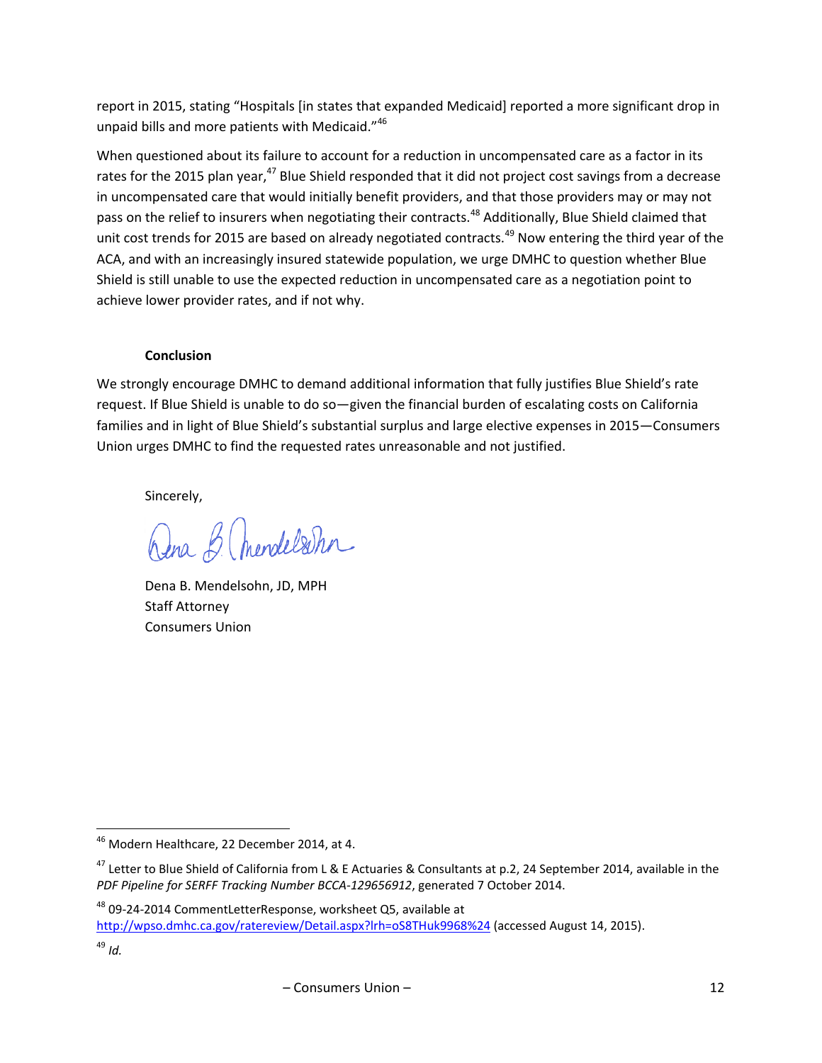report in 2015, stating "Hospitals [in states that expanded Medicaid] reported a more significant drop in unpaid bills and more patients with Medicaid."[46]

When questioned about its failure to account for a reduction in uncompensated care as a factor in its rates for the 2015 plan year,[47] Blue Shield responded that it did not project cost savings from a decrease in uncompensated care that would initially benefit providers, and that those providers may or may not pass on the relief to insurers when negotiating their contracts.[48] Additionally, Blue Shield claimed that unit cost trends for 2015 are based on already negotiated contracts.[49] Now entering the third year of the ACA, and with an increasingly insured statewide population, we urge DMHC to question whether Blue Shield is still unable to use the expected reduction in uncompensated care as a negotiation point to achieve lower provider rates, and if not why.

**Conclusion**

We strongly encourage DMHC to demand additional information that fully justifies Blue Shield's rate request. If Blue Shield is unable to do so—given the financial burden of escalating costs on California families and in light of Blue Shield's substantial surplus and large elective expenses in 2015—Consumers Union urges DMHC to find the requested rates unreasonable and not justified.

Sincerely,

Dena B. Mendelsohn

Dena B. Mendelsohn, JD, MPH
Staff Attorney
Consumers Union

---

[46] Modern Healthcare, 22 December 2014, at 4.

[47] Letter to Blue Shield of California from L & E Actuaries & Consultants at p.2, 24 September 2014, available in the *PDF Pipeline for SERFF Tracking Number BCCA-129656912*, generated 7 October 2014.

[48] 09-24-2014 CommentLetterResponse, worksheet Q5, available at http://wpso.dmhc.ca.gov/ratereview/Detail.aspx?lrh=oS8THuk9968%24 (accessed August 14, 2015).

[49] *Id.*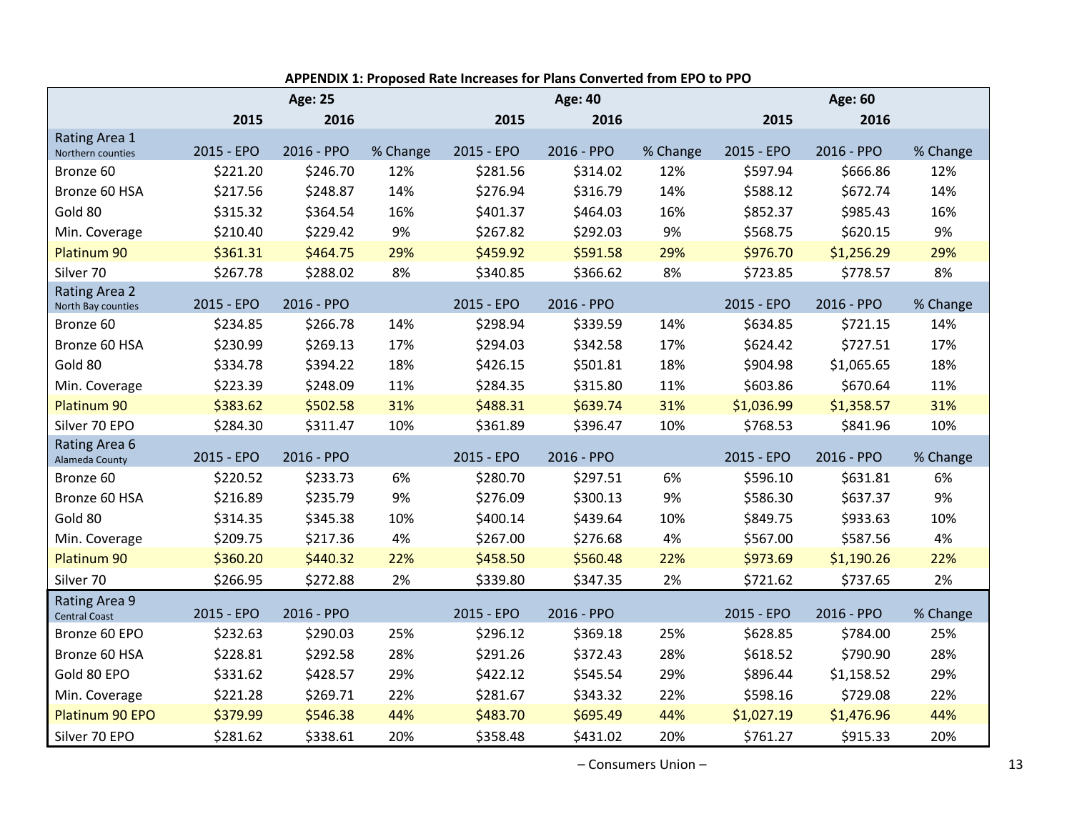**APPENDIX 1: Proposed Rate Increases for Plans Converted from EPO to PPO**

| | Age: 25 | | | Age: 40 | | | Age: 60 | | |
|---|---|---|---|---|---|---|---|---|---|
| | 2015 | 2016 | | 2015 | 2016 | | 2015 | 2016 | |
| Rating Area 1 Northern counties | 2015 - EPO | 2016 - PPO | % Change | 2015 - EPO | 2016 - PPO | % Change | 2015 - EPO | 2016 - PPO | % Change |
| Bronze 60 | $221.20 | $246.70 | 12% | $281.56 | $314.02 | 12% | $597.94 | $666.86 | 12% |
| Bronze 60 HSA | $217.56 | $248.87 | 14% | $276.94 | $316.79 | 14% | $588.12 | $672.74 | 14% |
| Gold 80 | $315.32 | $364.54 | 16% | $401.37 | $464.03 | 16% | $852.37 | $985.43 | 16% |
| Min. Coverage | $210.40 | $229.42 | 9% | $267.82 | $292.03 | 9% | $568.75 | $620.15 | 9% |
| Platinum 90 | $361.31 | $464.75 | 29% | $459.92 | $591.58 | 29% | $976.70 | $1,256.29 | 29% |
| Silver 70 | $267.78 | $288.02 | 8% | $340.85 | $366.62 | 8% | $723.85 | $778.57 | 8% |
| Rating Area 2 North Bay counties | 2015 - EPO | 2016 - PPO | | 2015 - EPO | 2016 - PPO | | 2015 - EPO | 2016 - PPO | % Change |
| Bronze 60 | $234.85 | $266.78 | 14% | $298.94 | $339.59 | 14% | $634.85 | $721.15 | 14% |
| Bronze 60 HSA | $230.99 | $269.13 | 17% | $294.03 | $342.58 | 17% | $624.42 | $727.51 | 17% |
| Gold 80 | $334.78 | $394.22 | 18% | $426.15 | $501.81 | 18% | $904.98 | $1,065.65 | 18% |
| Min. Coverage | $223.39 | $248.09 | 11% | $284.35 | $315.80 | 11% | $603.86 | $670.64 | 11% |
| Platinum 90 | $383.62 | $502.58 | 31% | $488.31 | $639.74 | 31% | $1,036.99 | $1,358.57 | 31% |
| Silver 70 EPO | $284.30 | $311.47 | 10% | $361.89 | $396.47 | 10% | $768.53 | $841.96 | 10% |
| Rating Area 6 Alameda County | 2015 - EPO | 2016 - PPO | | 2015 - EPO | 2016 - PPO | | 2015 - EPO | 2016 - PPO | % Change |
| Bronze 60 | $220.52 | $233.73 | 6% | $280.70 | $297.51 | 6% | $596.10 | $631.81 | 6% |
| Bronze 60 HSA | $216.89 | $235.79 | 9% | $276.09 | $300.13 | 9% | $586.30 | $637.37 | 9% |
| Gold 80 | $314.35 | $345.38 | 10% | $400.14 | $439.64 | 10% | $849.75 | $933.63 | 10% |
| Min. Coverage | $209.75 | $217.36 | 4% | $267.00 | $276.68 | 4% | $567.00 | $587.56 | 4% |
| Platinum 90 | $360.20 | $440.32 | 22% | $458.50 | $560.48 | 22% | $973.69 | $1,190.26 | 22% |
| Silver 70 | $266.95 | $272.88 | 2% | $339.80 | $347.35 | 2% | $721.62 | $737.65 | 2% |
| Rating Area 9 Central Coast | 2015 - EPO | 2016 - PPO | | 2015 - EPO | 2016 - PPO | | 2015 - EPO | 2016 - PPO | % Change |
| Bronze 60 EPO | $232.63 | $290.03 | 25% | $296.12 | $369.18 | 25% | $628.85 | $784.00 | 25% |
| Bronze 60 HSA | $228.81 | $292.58 | 28% | $291.26 | $372.43 | 28% | $618.52 | $790.90 | 28% |
| Gold 80 EPO | $331.62 | $428.57 | 29% | $422.12 | $545.54 | 29% | $896.44 | $1,158.52 | 29% |
| Min. Coverage | $221.28 | $269.71 | 22% | $281.67 | $343.32 | 22% | $598.16 | $729.08 | 22% |
| Platinum 90 EPO | $379.99 | $546.38 | 44% | $483.70 | $695.49 | 44% | $1,027.19 | $1,476.96 | 44% |
| Silver 70 EPO | $281.62 | $338.61 | 20% | $358.48 | $431.02 | 20% | $761.27 | $915.33 | 20% |

– Consumers Union –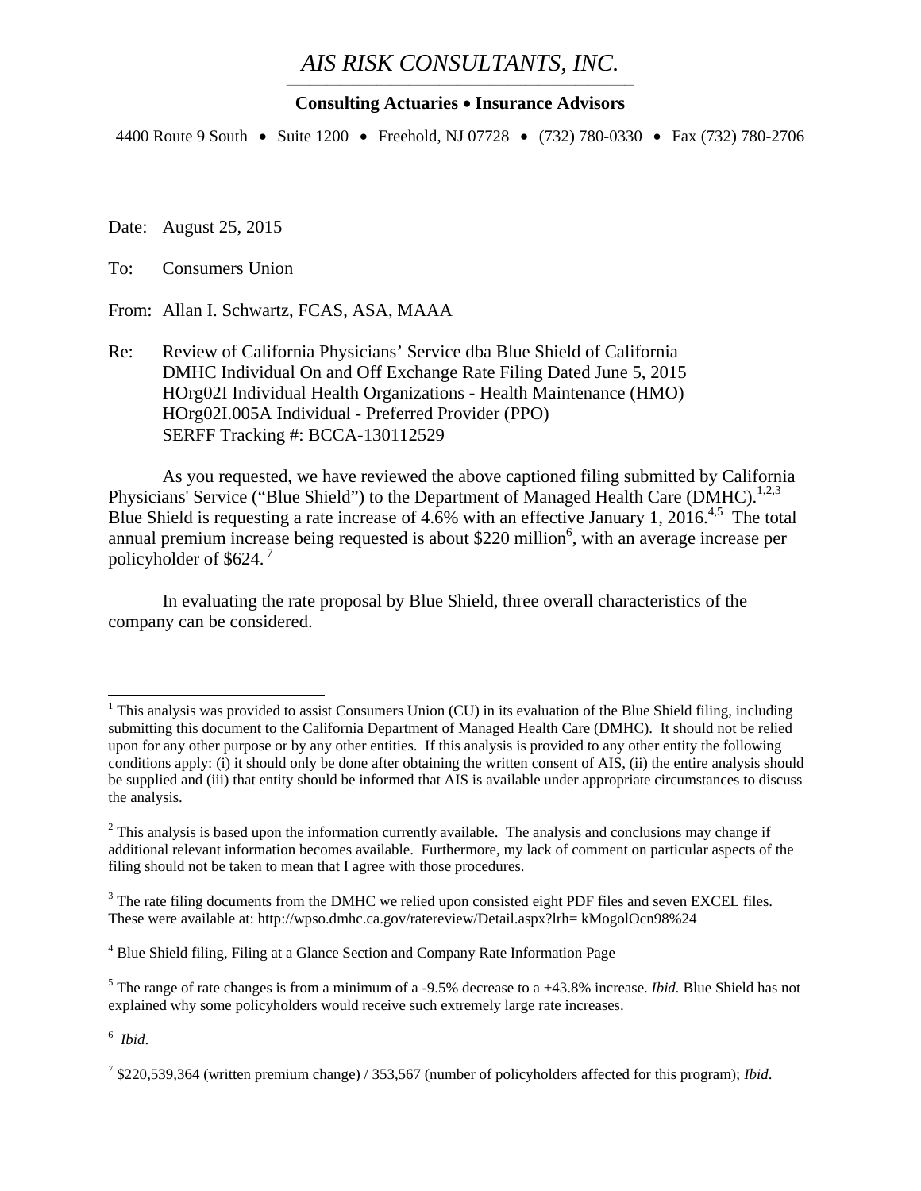# *AIS RISK CONSULTANTS, INC.*

**Consulting Actuaries • Insurance Advisors**

4400 Route 9 South • Suite 1200 • Freehold, NJ 07728 • (732) 780-0330 • Fax (732) 780-2706

Date: August 25, 2015

To: Consumers Union

From: Allan I. Schwartz, FCAS, ASA, MAAA

Re: Review of California Physicians' Service dba Blue Shield of California
DMHC Individual On and Off Exchange Rate Filing Dated June 5, 2015
HOrg02I Individual Health Organizations - Health Maintenance (HMO)
HOrg02I.005A Individual - Preferred Provider (PPO)
SERFF Tracking #: BCCA-130112529

As you requested, we have reviewed the above captioned filing submitted by California Physicians' Service ("Blue Shield") to the Department of Managed Health Care (DMHC).[1,2,3] Blue Shield is requesting a rate increase of 4.6% with an effective January 1, 2016.[4,5] The total annual premium increase being requested is about $220 million[6], with an average increase per policyholder of $624. [7]

In evaluating the rate proposal by Blue Shield, three overall characteristics of the company can be considered.

---

[1] This analysis was provided to assist Consumers Union (CU) in its evaluation of the Blue Shield filing, including submitting this document to the California Department of Managed Health Care (DMHC). It should not be relied upon for any other purpose or by any other entities. If this analysis is provided to any other entity the following conditions apply: (i) it should only be done after obtaining the written consent of AIS, (ii) the entire analysis should be supplied and (iii) that entity should be informed that AIS is available under appropriate circumstances to discuss the analysis.

[2] This analysis is based upon the information currently available. The analysis and conclusions may change if additional relevant information becomes available. Furthermore, my lack of comment on particular aspects of the filing should not be taken to mean that I agree with those procedures.

[3] The rate filing documents from the DMHC we relied upon consisted eight PDF files and seven EXCEL files. These were available at: http://wpso.dmhc.ca.gov/ratereview/Detail.aspx?lrh= kMogolOcn98%24

[4] Blue Shield filing, Filing at a Glance Section and Company Rate Information Page

[5] The range of rate changes is from a minimum of a -9.5% decrease to a +43.8% increase. *Ibid.* Blue Shield has not explained why some policyholders would receive such extremely large rate increases.

[6] *Ibid*.

[7] $220,539,364 (written premium change) / 353,567 (number of policyholders affected for this program); *Ibid*.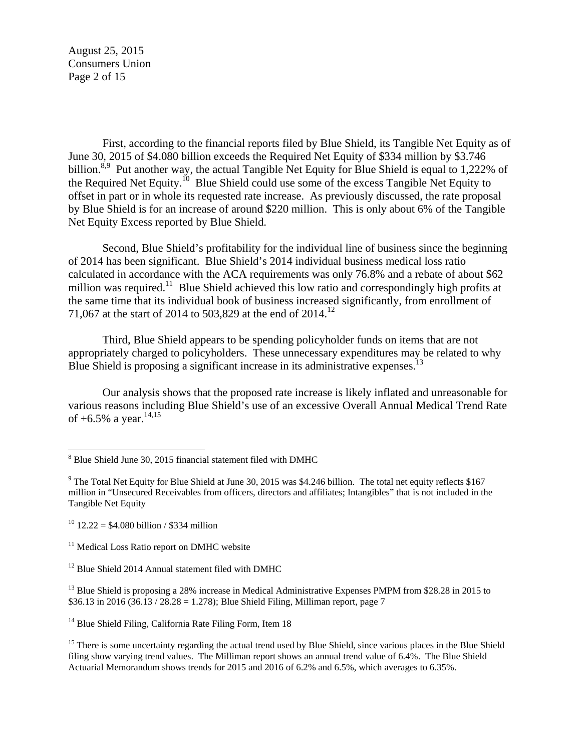First, according to the financial reports filed by Blue Shield, its Tangible Net Equity as of June 30, 2015 of $4.080 billion exceeds the Required Net Equity of $334 million by $3.746 billion.[8,9] Put another way, the actual Tangible Net Equity for Blue Shield is equal to 1,222% of the Required Net Equity.[10] Blue Shield could use some of the excess Tangible Net Equity to offset in part or in whole its requested rate increase. As previously discussed, the rate proposal by Blue Shield is for an increase of around $220 million. This is only about 6% of the Tangible Net Equity Excess reported by Blue Shield.

Second, Blue Shield's profitability for the individual line of business since the beginning of 2014 has been significant. Blue Shield's 2014 individual business medical loss ratio calculated in accordance with the ACA requirements was only 76.8% and a rebate of about $62 million was required.[11] Blue Shield achieved this low ratio and correspondingly high profits at the same time that its individual book of business increased significantly, from enrollment of 71,067 at the start of 2014 to 503,829 at the end of 2014.[12]

Third, Blue Shield appears to be spending policyholder funds on items that are not appropriately charged to policyholders. These unnecessary expenditures may be related to why Blue Shield is proposing a significant increase in its administrative expenses.[13]

Our analysis shows that the proposed rate increase is likely inflated and unreasonable for various reasons including Blue Shield's use of an excessive Overall Annual Medical Trend Rate of +6.5% a year.[14,15]

---

[8] Blue Shield June 30, 2015 financial statement filed with DMHC

[9] The Total Net Equity for Blue Shield at June 30, 2015 was $4.246 billion. The total net equity reflects $167 million in "Unsecured Receivables from officers, directors and affiliates; Intangibles" that is not included in the Tangible Net Equity

[10] 12.22 = $4.080 billion / $334 million

[11] Medical Loss Ratio report on DMHC website

[12] Blue Shield 2014 Annual statement filed with DMHC

[13] Blue Shield is proposing a 28% increase in Medical Administrative Expenses PMPM from $28.28 in 2015 to $36.13 in 2016 (36.13 / 28.28 = 1.278); Blue Shield Filing, Milliman report, page 7

[14] Blue Shield Filing, California Rate Filing Form, Item 18

[15] There is some uncertainty regarding the actual trend used by Blue Shield, since various places in the Blue Shield filing show varying trend values. The Milliman report shows an annual trend value of 6.4%. The Blue Shield Actuarial Memorandum shows trends for 2015 and 2016 of 6.2% and 6.5%, which averages to 6.35%.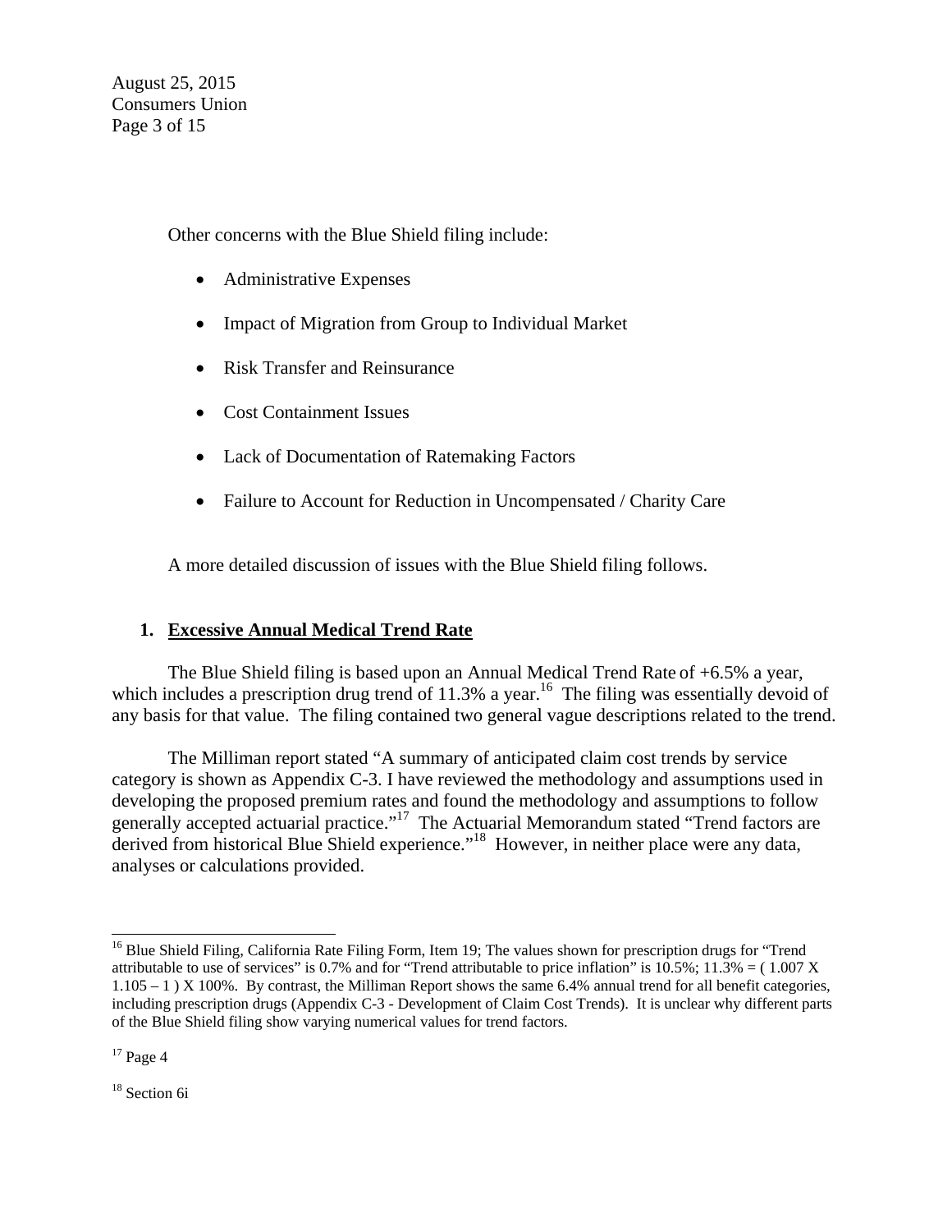Other concerns with the Blue Shield filing include:

- Administrative Expenses
- Impact of Migration from Group to Individual Market
- Risk Transfer and Reinsurance
- Cost Containment Issues
- Lack of Documentation of Ratemaking Factors
- Failure to Account for Reduction in Uncompensated / Charity Care

A more detailed discussion of issues with the Blue Shield filing follows.

## 1. Excessive Annual Medical Trend Rate

The Blue Shield filing is based upon an Annual Medical Trend Rate of +6.5% a year, which includes a prescription drug trend of 11.3% a year.[16] The filing was essentially devoid of any basis for that value. The filing contained two general vague descriptions related to the trend.

The Milliman report stated "A summary of anticipated claim cost trends by service category is shown as Appendix C-3. I have reviewed the methodology and assumptions used in developing the proposed premium rates and found the methodology and assumptions to follow generally accepted actuarial practice."[17] The Actuarial Memorandum stated "Trend factors are derived from historical Blue Shield experience."[18] However, in neither place were any data, analyses or calculations provided.

---

[16] Blue Shield Filing, California Rate Filing Form, Item 19; The values shown for prescription drugs for "Trend attributable to use of services" is 0.7% and for "Trend attributable to price inflation" is 10.5%; 11.3% = ( 1.007 X 1.105 – 1 ) X 100%. By contrast, the Milliman Report shows the same 6.4% annual trend for all benefit categories, including prescription drugs (Appendix C-3 - Development of Claim Cost Trends). It is unclear why different parts of the Blue Shield filing show varying numerical values for trend factors.

[17] Page 4

[18] Section 6i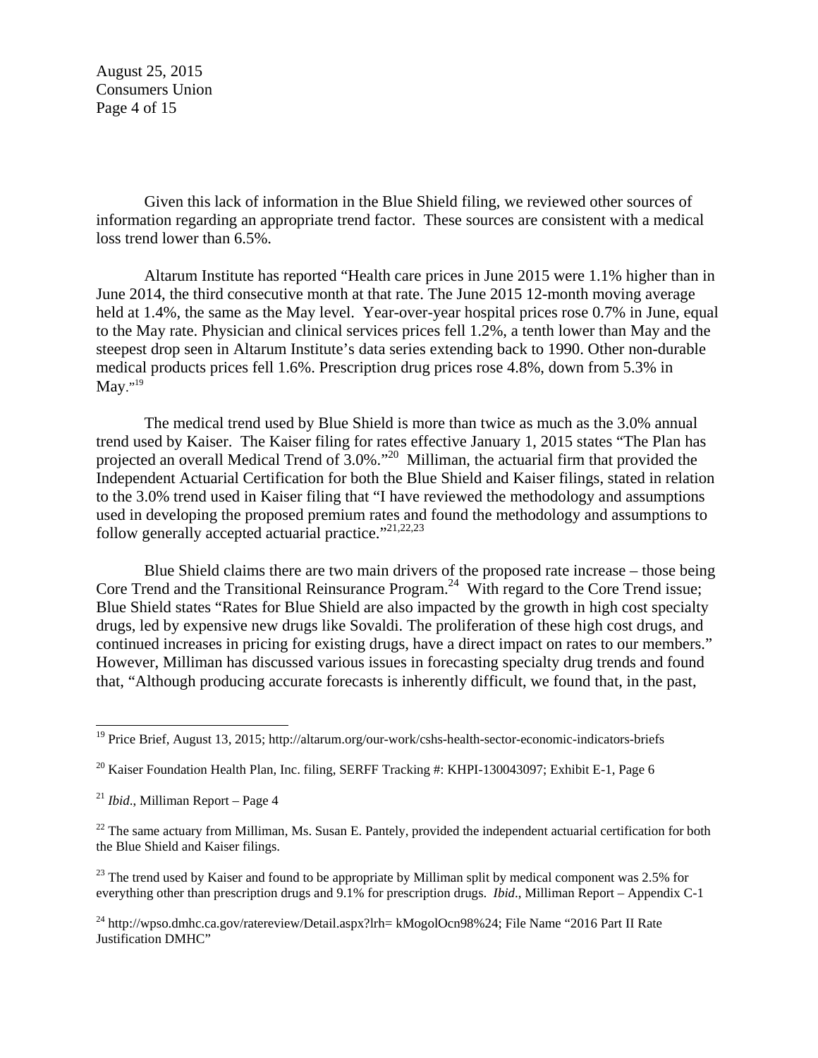Given this lack of information in the Blue Shield filing, we reviewed other sources of information regarding an appropriate trend factor. These sources are consistent with a medical loss trend lower than 6.5%.

Altarum Institute has reported "Health care prices in June 2015 were 1.1% higher than in June 2014, the third consecutive month at that rate. The June 2015 12-month moving average held at 1.4%, the same as the May level. Year-over-year hospital prices rose 0.7% in June, equal to the May rate. Physician and clinical services prices fell 1.2%, a tenth lower than May and the steepest drop seen in Altarum Institute's data series extending back to 1990. Other non-durable medical products prices fell 1.6%. Prescription drug prices rose 4.8%, down from 5.3% in May."[19]

The medical trend used by Blue Shield is more than twice as much as the 3.0% annual trend used by Kaiser. The Kaiser filing for rates effective January 1, 2015 states "The Plan has projected an overall Medical Trend of 3.0%."[20] Milliman, the actuarial firm that provided the Independent Actuarial Certification for both the Blue Shield and Kaiser filings, stated in relation to the 3.0% trend used in Kaiser filing that "I have reviewed the methodology and assumptions used in developing the proposed premium rates and found the methodology and assumptions to follow generally accepted actuarial practice."[21,22,23]

Blue Shield claims there are two main drivers of the proposed rate increase – those being Core Trend and the Transitional Reinsurance Program.[24] With regard to the Core Trend issue; Blue Shield states "Rates for Blue Shield are also impacted by the growth in high cost specialty drugs, led by expensive new drugs like Sovaldi. The proliferation of these high cost drugs, and continued increases in pricing for existing drugs, have a direct impact on rates to our members." However, Milliman has discussed various issues in forecasting specialty drug trends and found that, "Although producing accurate forecasts is inherently difficult, we found that, in the past,

---

[19] Price Brief, August 13, 2015; http://altarum.org/our-work/cshs-health-sector-economic-indicators-briefs

[20] Kaiser Foundation Health Plan, Inc. filing, SERFF Tracking #: KHPI-130043097; Exhibit E-1, Page 6

[21] *Ibid*., Milliman Report – Page 4

[22] The same actuary from Milliman, Ms. Susan E. Pantely, provided the independent actuarial certification for both the Blue Shield and Kaiser filings.

[23] The trend used by Kaiser and found to be appropriate by Milliman split by medical component was 2.5% for everything other than prescription drugs and 9.1% for prescription drugs. *Ibid*., Milliman Report – Appendix C-1

[24] http://wpso.dmhc.ca.gov/ratereview/Detail.aspx?lrh= kMogolOcn98%24; File Name "2016 Part II Rate Justification DMHC"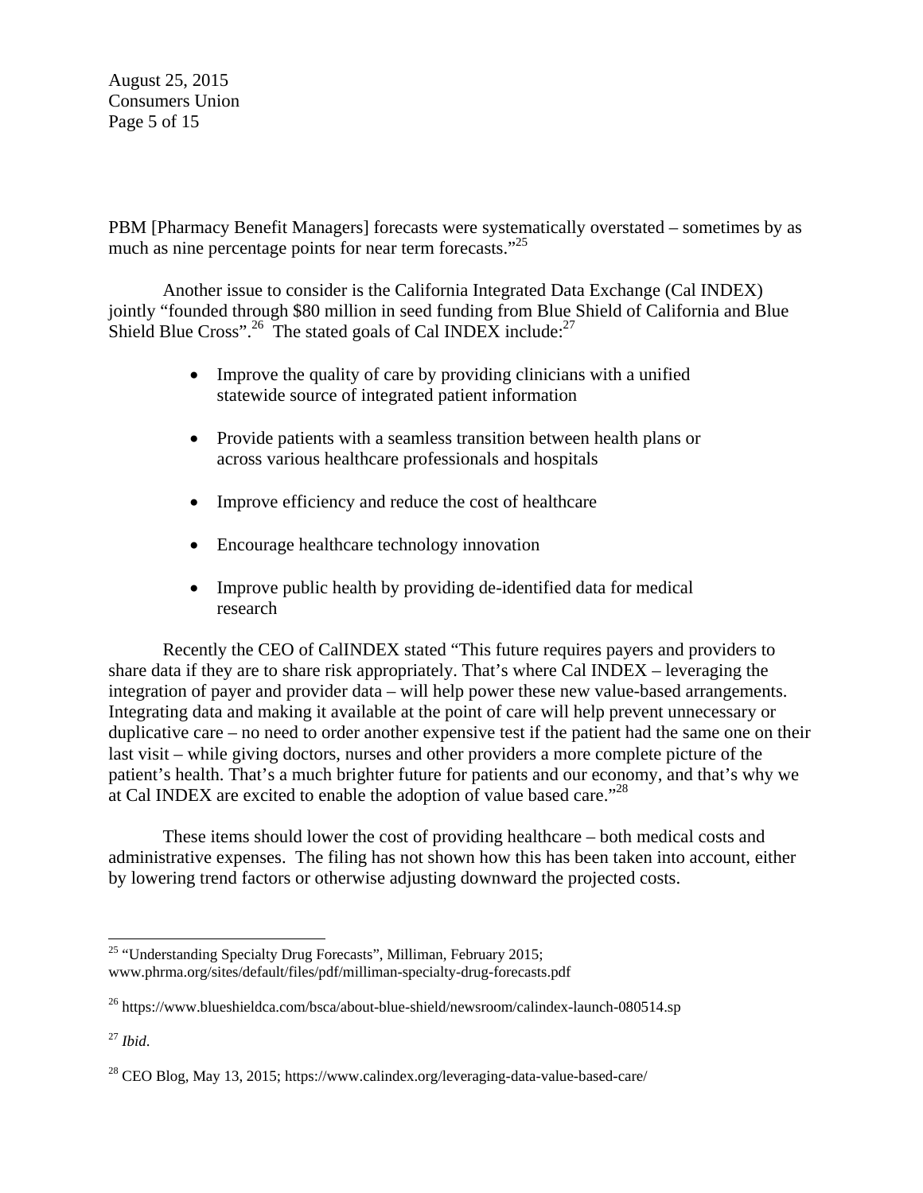PBM [Pharmacy Benefit Managers] forecasts were systematically overstated – sometimes by as much as nine percentage points for near term forecasts."[25]

Another issue to consider is the California Integrated Data Exchange (Cal INDEX) jointly "founded through $80 million in seed funding from Blue Shield of California and Blue Shield Blue Cross".[26] The stated goals of Cal INDEX include:[27]

- Improve the quality of care by providing clinicians with a unified statewide source of integrated patient information
- Provide patients with a seamless transition between health plans or across various healthcare professionals and hospitals
- Improve efficiency and reduce the cost of healthcare
- Encourage healthcare technology innovation
- Improve public health by providing de-identified data for medical research

Recently the CEO of CalINDEX stated "This future requires payers and providers to share data if they are to share risk appropriately. That's where Cal INDEX – leveraging the integration of payer and provider data – will help power these new value-based arrangements. Integrating data and making it available at the point of care will help prevent unnecessary or duplicative care – no need to order another expensive test if the patient had the same one on their last visit – while giving doctors, nurses and other providers a more complete picture of the patient's health. That's a much brighter future for patients and our economy, and that's why we at Cal INDEX are excited to enable the adoption of value based care."[28]

These items should lower the cost of providing healthcare – both medical costs and administrative expenses. The filing has not shown how this has been taken into account, either by lowering trend factors or otherwise adjusting downward the projected costs.

---

[25] "Understanding Specialty Drug Forecasts", Milliman, February 2015; www.phrma.org/sites/default/files/pdf/milliman-specialty-drug-forecasts.pdf

[26] https://www.blueshieldca.com/bsca/about-blue-shield/newsroom/calindex-launch-080514.sp

[27] *Ibid*.

[28] CEO Blog, May 13, 2015; https://www.calindex.org/leveraging-data-value-based-care/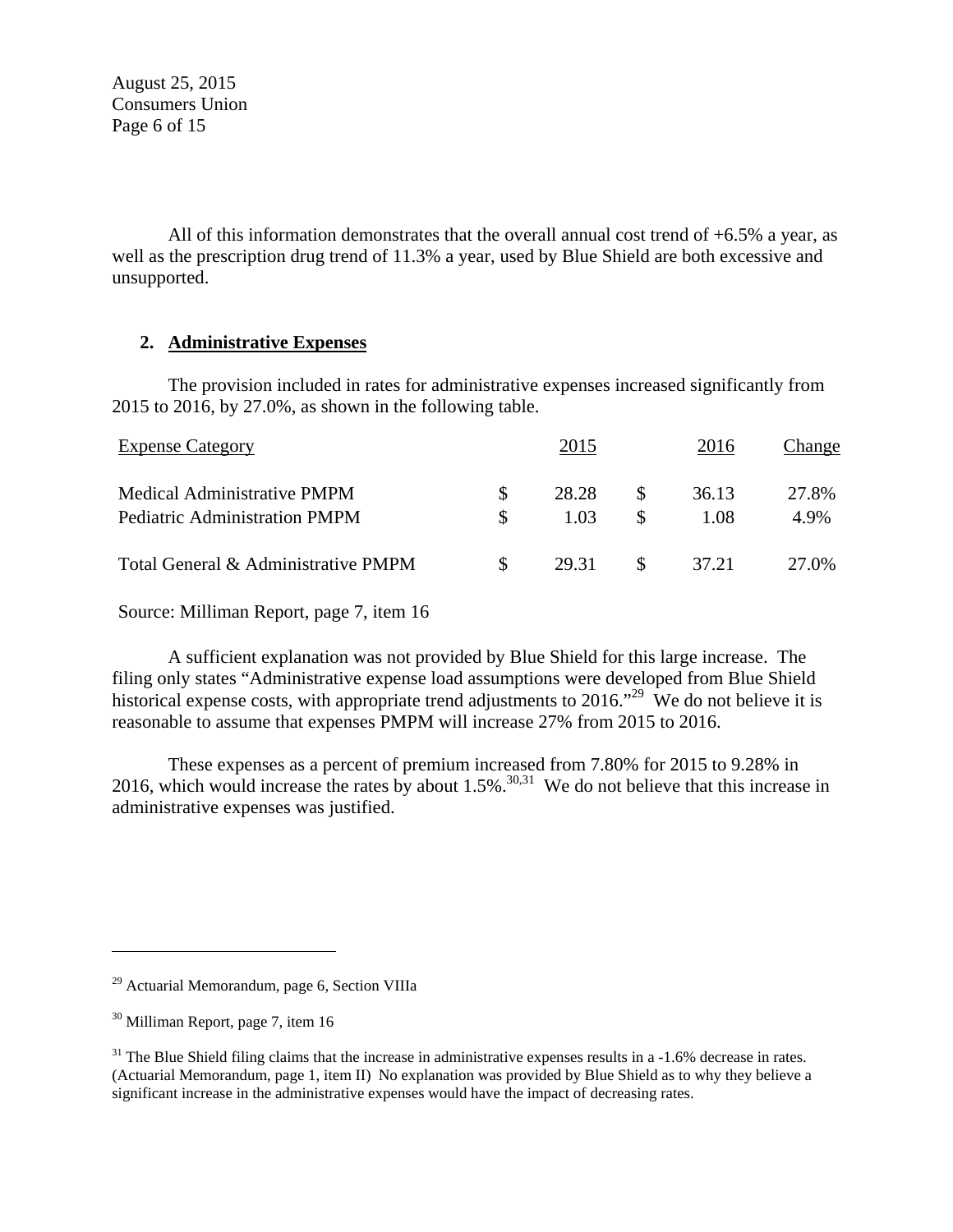All of this information demonstrates that the overall annual cost trend of +6.5% a year, as well as the prescription drug trend of 11.3% a year, used by Blue Shield are both excessive and unsupported.

## 2. Administrative Expenses

The provision included in rates for administrative expenses increased significantly from 2015 to 2016, by 27.0%, as shown in the following table.

| Expense Category | 2015 | 2016 | Change |
|---|---|---|---|
| Medical Administrative PMPM | $ 28.28 | $ 36.13 | 27.8% |
| Pediatric Administration PMPM | $ 1.03 | $ 1.08 | 4.9% |
| Total General & Administrative PMPM | $ 29.31 | $ 37.21 | 27.0% |

Source: Milliman Report, page 7, item 16

A sufficient explanation was not provided by Blue Shield for this large increase. The filing only states "Administrative expense load assumptions were developed from Blue Shield historical expense costs, with appropriate trend adjustments to 2016."[29] We do not believe it is reasonable to assume that expenses PMPM will increase 27% from 2015 to 2016.

These expenses as a percent of premium increased from 7.80% for 2015 to 9.28% in 2016, which would increase the rates by about 1.5%.[30,31] We do not believe that this increase in administrative expenses was justified.

---

[29] Actuarial Memorandum, page 6, Section VIIIa

[30] Milliman Report, page 7, item 16

[31] The Blue Shield filing claims that the increase in administrative expenses results in a -1.6% decrease in rates. (Actuarial Memorandum, page 1, item II) No explanation was provided by Blue Shield as to why they believe a significant increase in the administrative expenses would have the impact of decreasing rates.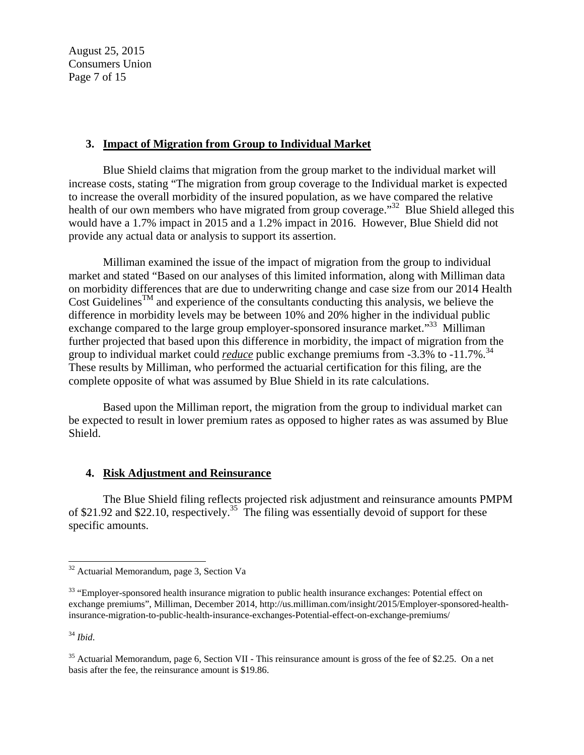### 3. Impact of Migration from Group to Individual Market

Blue Shield claims that migration from the group market to the individual market will increase costs, stating "The migration from group coverage to the Individual market is expected to increase the overall morbidity of the insured population, as we have compared the relative health of our own members who have migrated from group coverage."[32] Blue Shield alleged this would have a 1.7% impact in 2015 and a 1.2% impact in 2016. However, Blue Shield did not provide any actual data or analysis to support its assertion.

Milliman examined the issue of the impact of migration from the group to individual market and stated "Based on our analyses of this limited information, along with Milliman data on morbidity differences that are due to underwriting change and case size from our 2014 Health Cost Guidelines™ and experience of the consultants conducting this analysis, we believe the difference in morbidity levels may be between 10% and 20% higher in the individual public exchange compared to the large group employer-sponsored insurance market."[33] Milliman further projected that based upon this difference in morbidity, the impact of migration from the group to individual market could ***reduce*** public exchange premiums from -3.3% to -11.7%.[34] These results by Milliman, who performed the actuarial certification for this filing, are the complete opposite of what was assumed by Blue Shield in its rate calculations.

Based upon the Milliman report, the migration from the group to individual market can be expected to result in lower premium rates as opposed to higher rates as was assumed by Blue Shield.

### 4. Risk Adjustment and Reinsurance

The Blue Shield filing reflects projected risk adjustment and reinsurance amounts PMPM of $21.92 and $22.10, respectively.[35] The filing was essentially devoid of support for these specific amounts.

---

[32] Actuarial Memorandum, page 3, Section Va

[33] "Employer-sponsored health insurance migration to public health insurance exchanges: Potential effect on exchange premiums", Milliman, December 2014, http://us.milliman.com/insight/2015/Employer-sponsored-health-insurance-migration-to-public-health-insurance-exchanges-Potential-effect-on-exchange-premiums/

[34] *Ibid*.

[35] Actuarial Memorandum, page 6, Section VII - This reinsurance amount is gross of the fee of $2.25. On a net basis after the fee, the reinsurance amount is $19.86.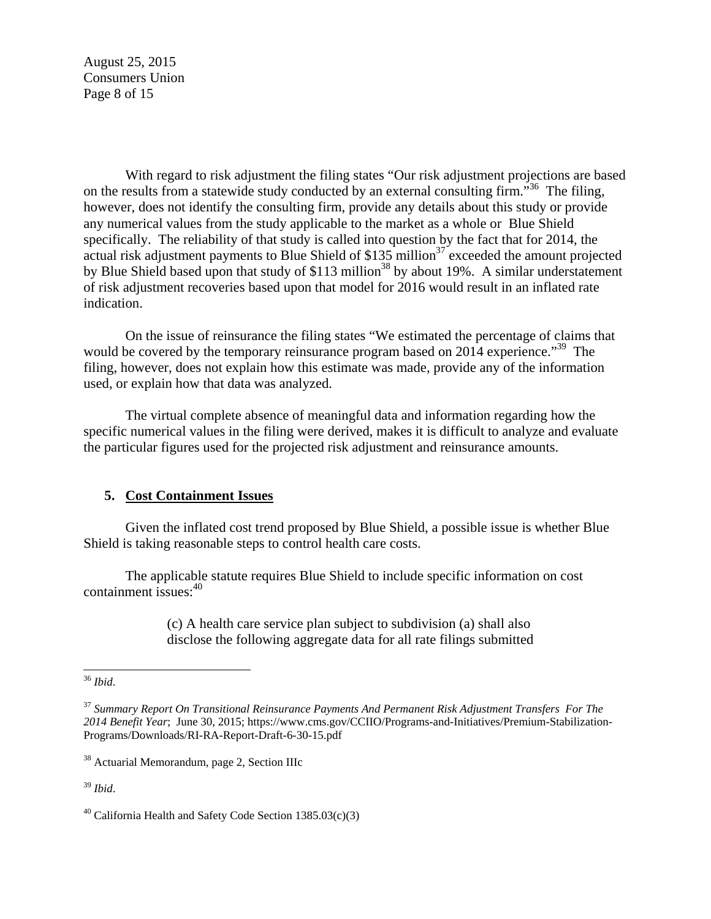With regard to risk adjustment the filing states "Our risk adjustment projections are based on the results from a statewide study conducted by an external consulting firm."[36] The filing, however, does not identify the consulting firm, provide any details about this study or provide any numerical values from the study applicable to the market as a whole or Blue Shield specifically. The reliability of that study is called into question by the fact that for 2014, the actual risk adjustment payments to Blue Shield of $135 million[37] exceeded the amount projected by Blue Shield based upon that study of $113 million[38] by about 19%. A similar understatement of risk adjustment recoveries based upon that model for 2016 would result in an inflated rate indication.

On the issue of reinsurance the filing states "We estimated the percentage of claims that would be covered by the temporary reinsurance program based on 2014 experience."[39] The filing, however, does not explain how this estimate was made, provide any of the information used, or explain how that data was analyzed.

The virtual complete absence of meaningful data and information regarding how the specific numerical values in the filing were derived, makes it is difficult to analyze and evaluate the particular figures used for the projected risk adjustment and reinsurance amounts.

**5. Cost Containment Issues**

Given the inflated cost trend proposed by Blue Shield, a possible issue is whether Blue Shield is taking reasonable steps to control health care costs.

The applicable statute requires Blue Shield to include specific information on cost containment issues:[40]

> (c) A health care service plan subject to subdivision (a) shall also disclose the following aggregate data for all rate filings submitted

---

[36] *Ibid*.

[37] *Summary Report On Transitional Reinsurance Payments And Permanent Risk Adjustment Transfers For The 2014 Benefit Year*; June 30, 2015; https://www.cms.gov/CCIIO/Programs-and-Initiatives/Premium-Stabilization-Programs/Downloads/RI-RA-Report-Draft-6-30-15.pdf

[38] Actuarial Memorandum, page 2, Section IIIc

[39] *Ibid*.

[40] California Health and Safety Code Section 1385.03(c)(3)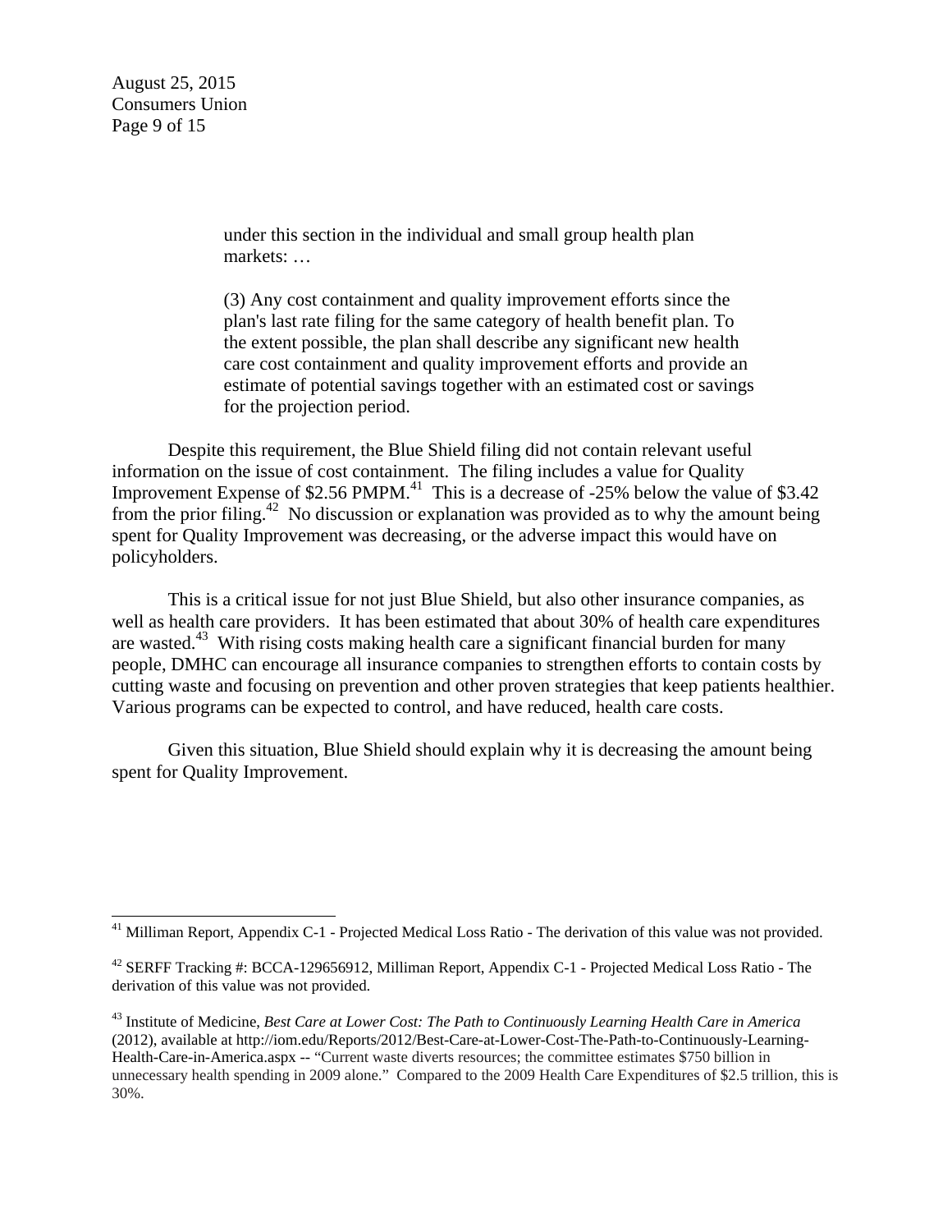> under this section in the individual and small group health plan markets: …
>
> (3) Any cost containment and quality improvement efforts since the plan's last rate filing for the same category of health benefit plan. To the extent possible, the plan shall describe any significant new health care cost containment and quality improvement efforts and provide an estimate of potential savings together with an estimated cost or savings for the projection period.

Despite this requirement, the Blue Shield filing did not contain relevant useful information on the issue of cost containment. The filing includes a value for Quality Improvement Expense of $2.56 PMPM.[41] This is a decrease of -25% below the value of $3.42 from the prior filing.[42] No discussion or explanation was provided as to why the amount being spent for Quality Improvement was decreasing, or the adverse impact this would have on policyholders.

This is a critical issue for not just Blue Shield, but also other insurance companies, as well as health care providers. It has been estimated that about 30% of health care expenditures are wasted.[43] With rising costs making health care a significant financial burden for many people, DMHC can encourage all insurance companies to strengthen efforts to contain costs by cutting waste and focusing on prevention and other proven strategies that keep patients healthier. Various programs can be expected to control, and have reduced, health care costs.

Given this situation, Blue Shield should explain why it is decreasing the amount being spent for Quality Improvement.

---

[41] Milliman Report, Appendix C-1 - Projected Medical Loss Ratio - The derivation of this value was not provided.

[42] SERFF Tracking #: BCCA-129656912, Milliman Report, Appendix C-1 - Projected Medical Loss Ratio - The derivation of this value was not provided.

[43] Institute of Medicine, *Best Care at Lower Cost: The Path to Continuously Learning Health Care in America* (2012), available at http://iom.edu/Reports/2012/Best-Care-at-Lower-Cost-The-Path-to-Continuously-Learning-Health-Care-in-America.aspx -- "Current waste diverts resources; the committee estimates $750 billion in unnecessary health spending in 2009 alone." Compared to the 2009 Health Care Expenditures of $2.5 trillion, this is 30%.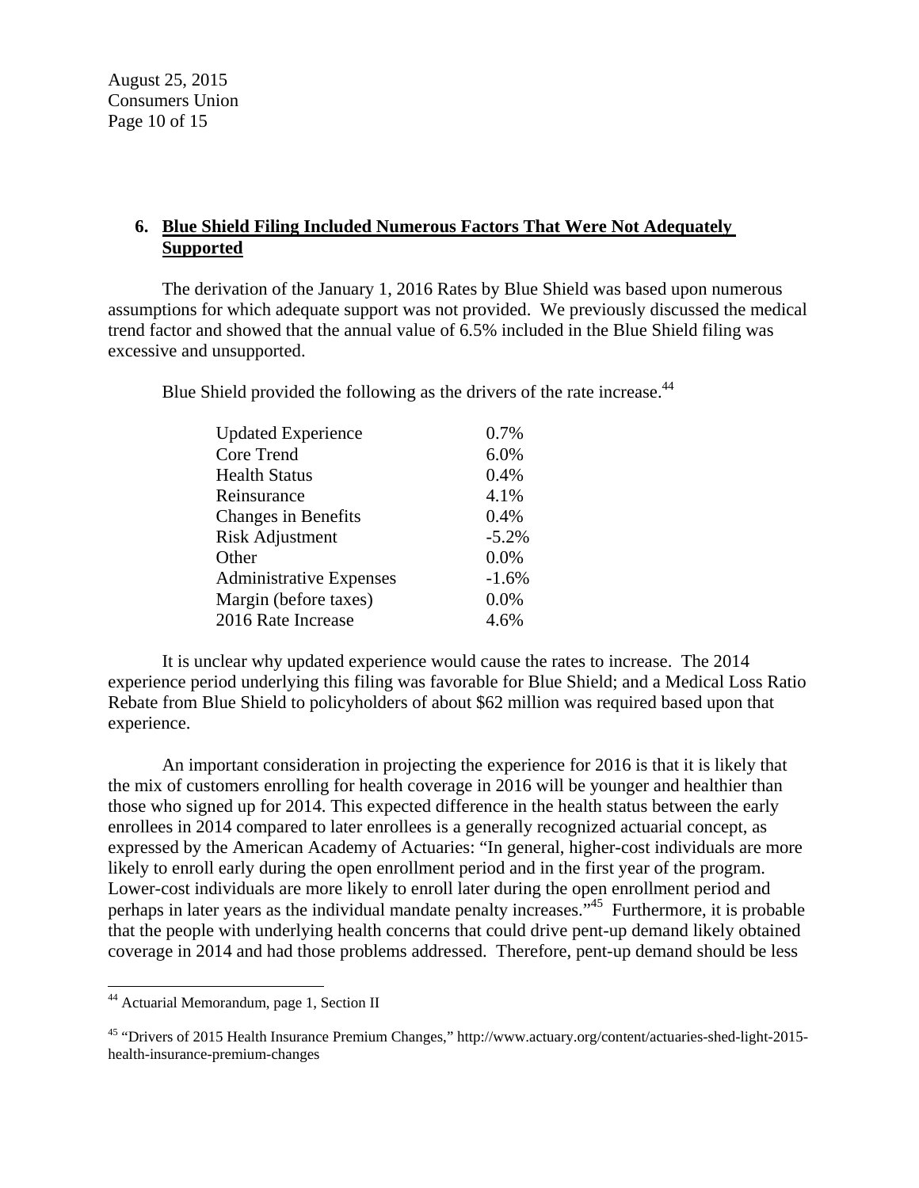## 6. Blue Shield Filing Included Numerous Factors That Were Not Adequately Supported

The derivation of the January 1, 2016 Rates by Blue Shield was based upon numerous assumptions for which adequate support was not provided. We previously discussed the medical trend factor and showed that the annual value of 6.5% included in the Blue Shield filing was excessive and unsupported.

Blue Shield provided the following as the drivers of the rate increase.[44]

| | |
|---|---|
| Updated Experience | 0.7% |
| Core Trend | 6.0% |
| Health Status | 0.4% |
| Reinsurance | 4.1% |
| Changes in Benefits | 0.4% |
| Risk Adjustment | -5.2% |
| Other | 0.0% |
| Administrative Expenses | -1.6% |
| Margin (before taxes) | 0.0% |
| 2016 Rate Increase | 4.6% |

It is unclear why updated experience would cause the rates to increase. The 2014 experience period underlying this filing was favorable for Blue Shield; and a Medical Loss Ratio Rebate from Blue Shield to policyholders of about $62 million was required based upon that experience.

An important consideration in projecting the experience for 2016 is that it is likely that the mix of customers enrolling for health coverage in 2016 will be younger and healthier than those who signed up for 2014. This expected difference in the health status between the early enrollees in 2014 compared to later enrollees is a generally recognized actuarial concept, as expressed by the American Academy of Actuaries: "In general, higher-cost individuals are more likely to enroll early during the open enrollment period and in the first year of the program. Lower-cost individuals are more likely to enroll later during the open enrollment period and perhaps in later years as the individual mandate penalty increases."[45] Furthermore, it is probable that the people with underlying health concerns that could drive pent-up demand likely obtained coverage in 2014 and had those problems addressed. Therefore, pent-up demand should be less

[44] Actuarial Memorandum, page 1, Section II

[45] "Drivers of 2015 Health Insurance Premium Changes," http://www.actuary.org/content/actuaries-shed-light-2015-health-insurance-premium-changes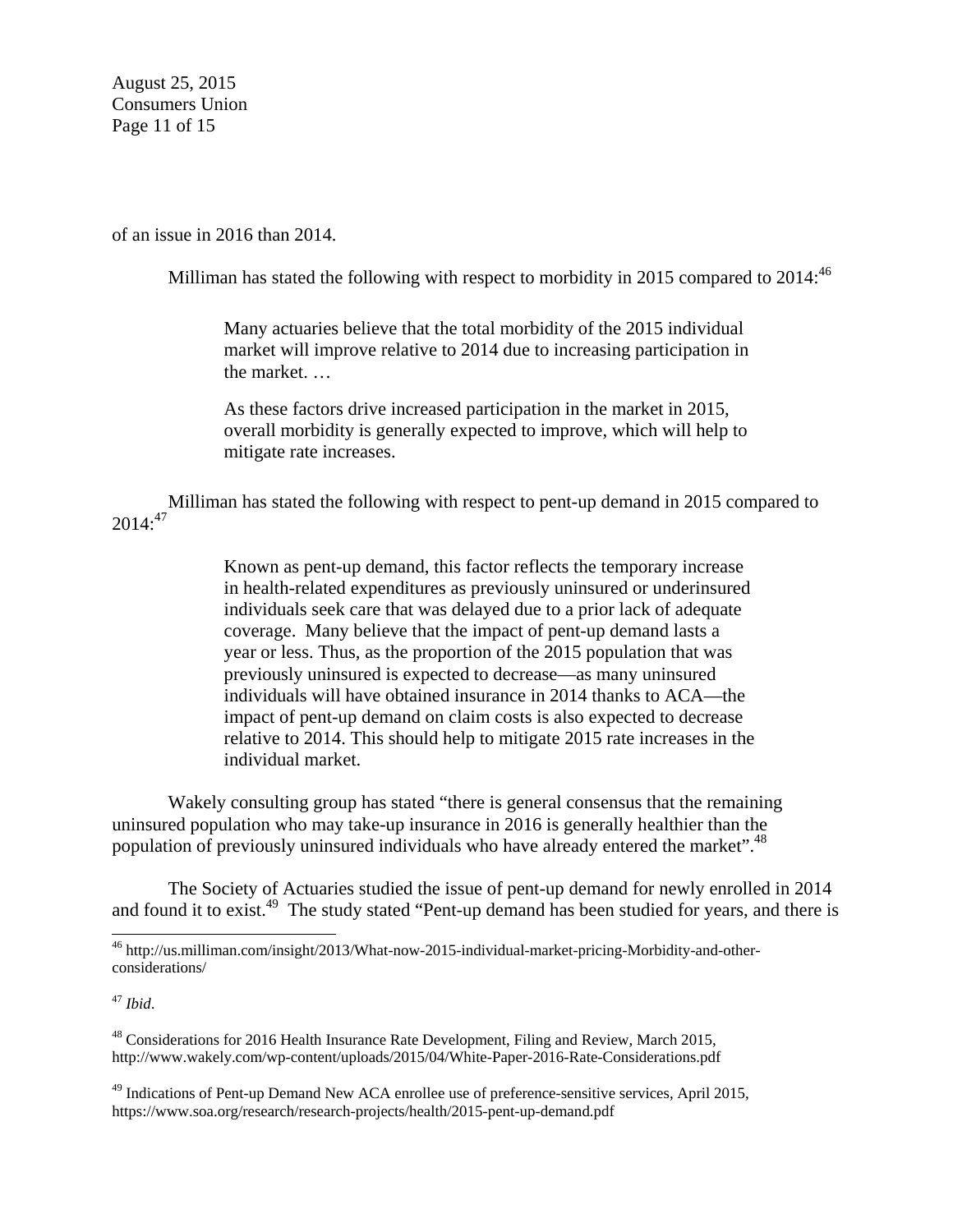of an issue in 2016 than 2014.

Milliman has stated the following with respect to morbidity in 2015 compared to 2014:[46]

> Many actuaries believe that the total morbidity of the 2015 individual market will improve relative to 2014 due to increasing participation in the market. …
>
> As these factors drive increased participation in the market in 2015, overall morbidity is generally expected to improve, which will help to mitigate rate increases.

Milliman has stated the following with respect to pent-up demand in 2015 compared to 2014:[47]

> Known as pent-up demand, this factor reflects the temporary increase in health-related expenditures as previously uninsured or underinsured individuals seek care that was delayed due to a prior lack of adequate coverage. Many believe that the impact of pent-up demand lasts a year or less. Thus, as the proportion of the 2015 population that was previously uninsured is expected to decrease—as many uninsured individuals will have obtained insurance in 2014 thanks to ACA—the impact of pent-up demand on claim costs is also expected to decrease relative to 2014. This should help to mitigate 2015 rate increases in the individual market.

Wakely consulting group has stated "there is general consensus that the remaining uninsured population who may take-up insurance in 2016 is generally healthier than the population of previously uninsured individuals who have already entered the market".[48]

The Society of Actuaries studied the issue of pent-up demand for newly enrolled in 2014 and found it to exist.[49] The study stated "Pent-up demand has been studied for years, and there is

---

[46] http://us.milliman.com/insight/2013/What-now-2015-individual-market-pricing-Morbidity-and-other-considerations/

[47] *Ibid*.

[48] Considerations for 2016 Health Insurance Rate Development, Filing and Review, March 2015, http://www.wakely.com/wp-content/uploads/2015/04/White-Paper-2016-Rate-Considerations.pdf

[49] Indications of Pent-up Demand New ACA enrollee use of preference-sensitive services, April 2015, https://www.soa.org/research/research-projects/health/2015-pent-up-demand.pdf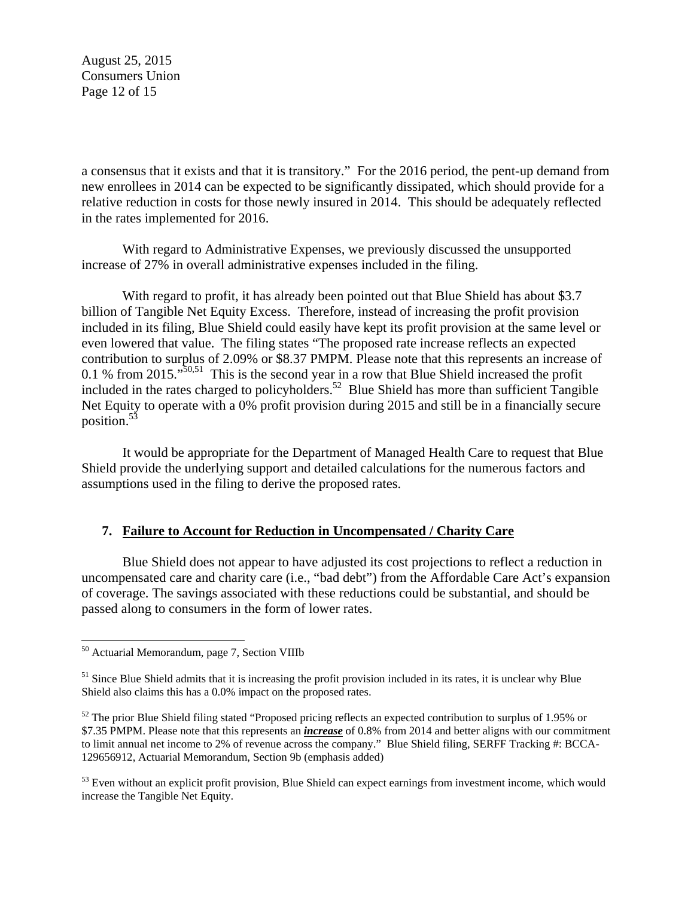a consensus that it exists and that it is transitory." For the 2016 period, the pent-up demand from new enrollees in 2014 can be expected to be significantly dissipated, which should provide for a relative reduction in costs for those newly insured in 2014. This should be adequately reflected in the rates implemented for 2016.

With regard to Administrative Expenses, we previously discussed the unsupported increase of 27% in overall administrative expenses included in the filing.

With regard to profit, it has already been pointed out that Blue Shield has about \$3.7 billion of Tangible Net Equity Excess. Therefore, instead of increasing the profit provision included in its filing, Blue Shield could easily have kept its profit provision at the same level or even lowered that value. The filing states "The proposed rate increase reflects an expected contribution to surplus of 2.09% or \$8.37 PMPM. Please note that this represents an increase of 0.1 % from 2015."[50,51] This is the second year in a row that Blue Shield increased the profit included in the rates charged to policyholders.[52] Blue Shield has more than sufficient Tangible Net Equity to operate with a 0% profit provision during 2015 and still be in a financially secure position.[53]

It would be appropriate for the Department of Managed Health Care to request that Blue Shield provide the underlying support and detailed calculations for the numerous factors and assumptions used in the filing to derive the proposed rates.

## 7. <u>Failure to Account for Reduction in Uncompensated / Charity Care</u>

Blue Shield does not appear to have adjusted its cost projections to reflect a reduction in uncompensated care and charity care (i.e., "bad debt") from the Affordable Care Act's expansion of coverage. The savings associated with these reductions could be substantial, and should be passed along to consumers in the form of lower rates.

---

[50] Actuarial Memorandum, page 7, Section VIIIb

[51] Since Blue Shield admits that it is increasing the profit provision included in its rates, it is unclear why Blue Shield also claims this has a 0.0% impact on the proposed rates.

[52] The prior Blue Shield filing stated "Proposed pricing reflects an expected contribution to surplus of 1.95% or \$7.35 PMPM. Please note that this represents an ***<u>increase</u>*** of 0.8% from 2014 and better aligns with our commitment to limit annual net income to 2% of revenue across the company." Blue Shield filing, SERFF Tracking #: BCCA-129656912, Actuarial Memorandum, Section 9b (emphasis added)

[53] Even without an explicit profit provision, Blue Shield can expect earnings from investment income, which would increase the Tangible Net Equity.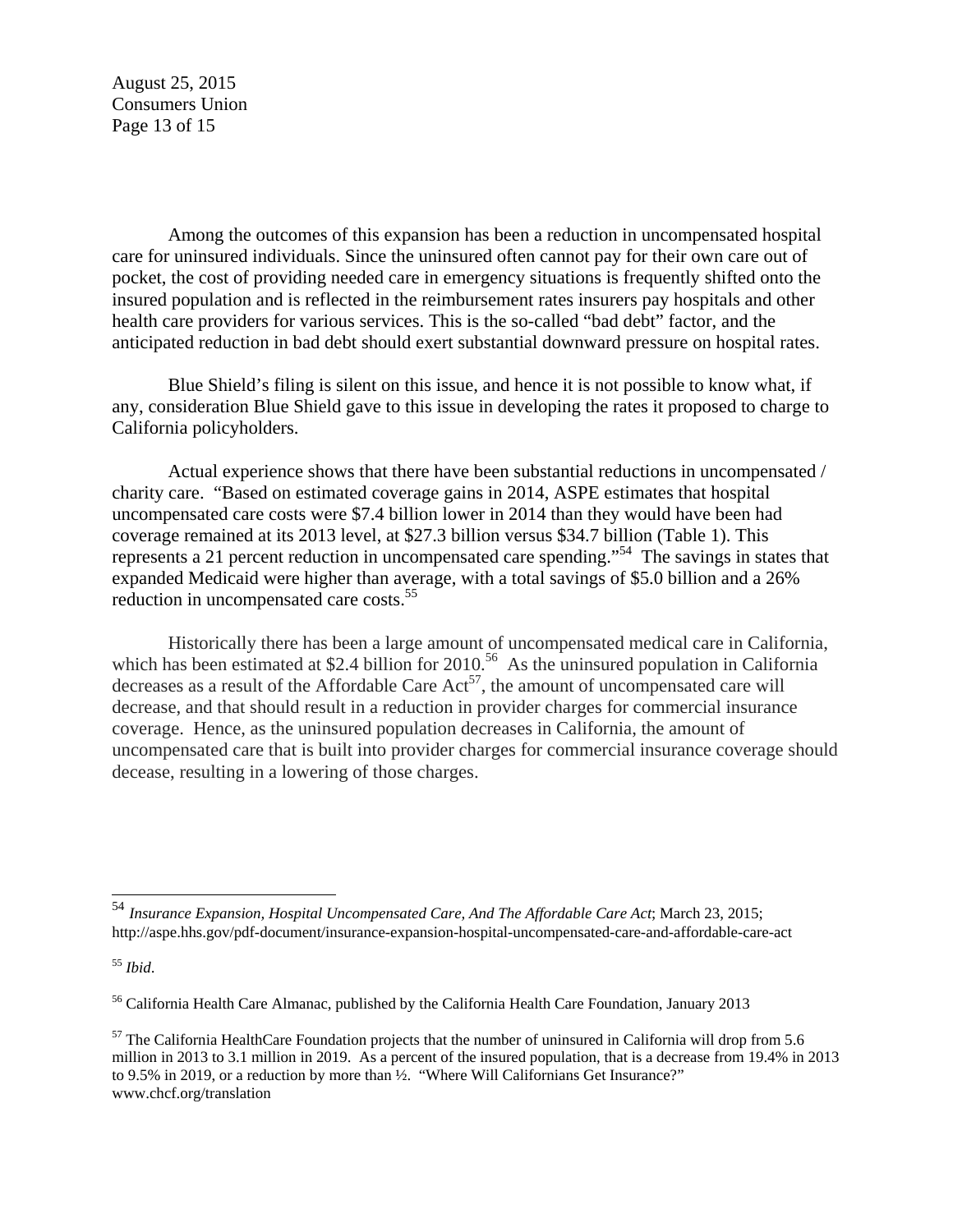Among the outcomes of this expansion has been a reduction in uncompensated hospital care for uninsured individuals. Since the uninsured often cannot pay for their own care out of pocket, the cost of providing needed care in emergency situations is frequently shifted onto the insured population and is reflected in the reimbursement rates insurers pay hospitals and other health care providers for various services. This is the so-called "bad debt" factor, and the anticipated reduction in bad debt should exert substantial downward pressure on hospital rates.

Blue Shield's filing is silent on this issue, and hence it is not possible to know what, if any, consideration Blue Shield gave to this issue in developing the rates it proposed to charge to California policyholders.

Actual experience shows that there have been substantial reductions in uncompensated / charity care. "Based on estimated coverage gains in 2014, ASPE estimates that hospital uncompensated care costs were $7.4 billion lower in 2014 than they would have been had coverage remained at its 2013 level, at $27.3 billion versus $34.7 billion (Table 1). This represents a 21 percent reduction in uncompensated care spending."[54] The savings in states that expanded Medicaid were higher than average, with a total savings of $5.0 billion and a 26% reduction in uncompensated care costs.[55]

Historically there has been a large amount of uncompensated medical care in California, which has been estimated at $2.4 billion for 2010.[56] As the uninsured population in California decreases as a result of the Affordable Care Act[57], the amount of uncompensated care will decrease, and that should result in a reduction in provider charges for commercial insurance coverage. Hence, as the uninsured population decreases in California, the amount of uncompensated care that is built into provider charges for commercial insurance coverage should decease, resulting in a lowering of those charges.

---

[54] *Insurance Expansion, Hospital Uncompensated Care, And The Affordable Care Act*; March 23, 2015; http://aspe.hhs.gov/pdf-document/insurance-expansion-hospital-uncompensated-care-and-affordable-care-act

[55] *Ibid*.

[56] California Health Care Almanac, published by the California Health Care Foundation, January 2013

[57] The California HealthCare Foundation projects that the number of uninsured in California will drop from 5.6 million in 2013 to 3.1 million in 2019. As a percent of the insured population, that is a decrease from 19.4% in 2013 to 9.5% in 2019, or a reduction by more than ½. "Where Will Californians Get Insurance?" www.chcf.org/translation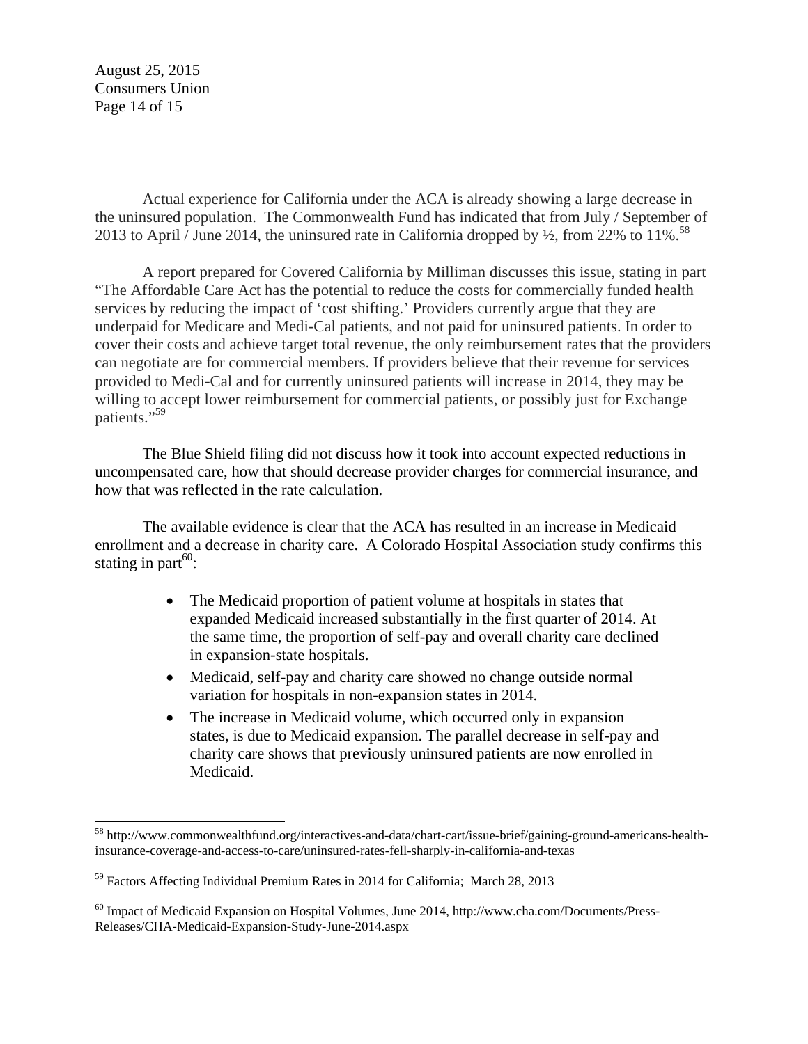Actual experience for California under the ACA is already showing a large decrease in the uninsured population. The Commonwealth Fund has indicated that from July / September of 2013 to April / June 2014, the uninsured rate in California dropped by ½, from 22% to 11%.[58]

A report prepared for Covered California by Milliman discusses this issue, stating in part "The Affordable Care Act has the potential to reduce the costs for commercially funded health services by reducing the impact of 'cost shifting.' Providers currently argue that they are underpaid for Medicare and Medi-Cal patients, and not paid for uninsured patients. In order to cover their costs and achieve target total revenue, the only reimbursement rates that the providers can negotiate are for commercial members. If providers believe that their revenue for services provided to Medi-Cal and for currently uninsured patients will increase in 2014, they may be willing to accept lower reimbursement for commercial patients, or possibly just for Exchange patients."[59]

The Blue Shield filing did not discuss how it took into account expected reductions in uncompensated care, how that should decrease provider charges for commercial insurance, and how that was reflected in the rate calculation.

The available evidence is clear that the ACA has resulted in an increase in Medicaid enrollment and a decrease in charity care. A Colorado Hospital Association study confirms this stating in part[60]:

- The Medicaid proportion of patient volume at hospitals in states that expanded Medicaid increased substantially in the first quarter of 2014. At the same time, the proportion of self-pay and overall charity care declined in expansion-state hospitals.
- Medicaid, self-pay and charity care showed no change outside normal variation for hospitals in non-expansion states in 2014.
- The increase in Medicaid volume, which occurred only in expansion states, is due to Medicaid expansion. The parallel decrease in self-pay and charity care shows that previously uninsured patients are now enrolled in Medicaid.

---

[58] http://www.commonwealthfund.org/interactives-and-data/chart-cart/issue-brief/gaining-ground-americans-health-insurance-coverage-and-access-to-care/uninsured-rates-fell-sharply-in-california-and-texas

[59] Factors Affecting Individual Premium Rates in 2014 for California; March 28, 2013

[60] Impact of Medicaid Expansion on Hospital Volumes, June 2014, http://www.cha.com/Documents/Press-Releases/CHA-Medicaid-Expansion-Study-June-2014.aspx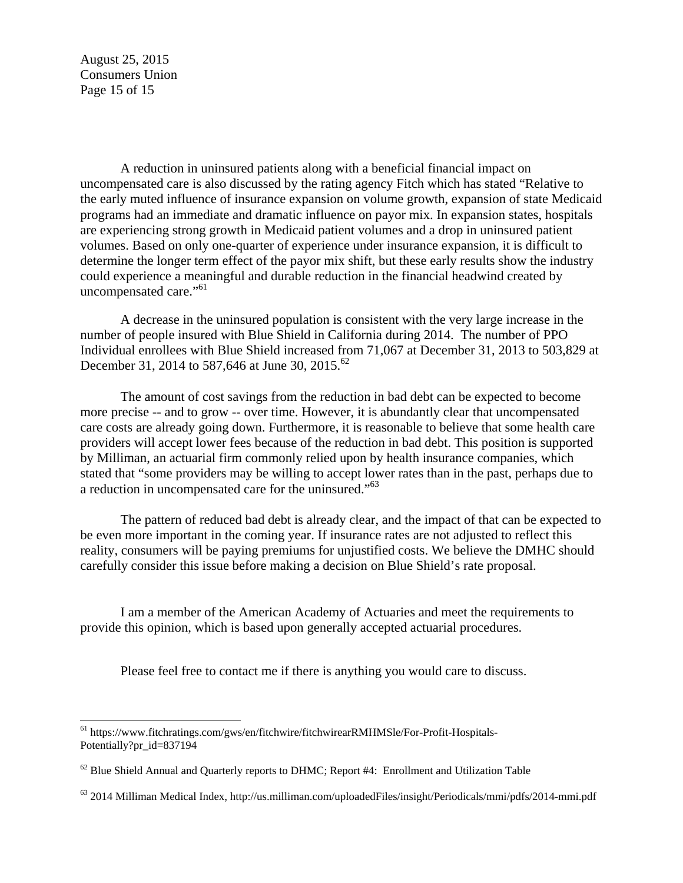A reduction in uninsured patients along with a beneficial financial impact on uncompensated care is also discussed by the rating agency Fitch which has stated "Relative to the early muted influence of insurance expansion on volume growth, expansion of state Medicaid programs had an immediate and dramatic influence on payor mix. In expansion states, hospitals are experiencing strong growth in Medicaid patient volumes and a drop in uninsured patient volumes. Based on only one-quarter of experience under insurance expansion, it is difficult to determine the longer term effect of the payor mix shift, but these early results show the industry could experience a meaningful and durable reduction in the financial headwind created by uncompensated care."[61]

A decrease in the uninsured population is consistent with the very large increase in the number of people insured with Blue Shield in California during 2014. The number of PPO Individual enrollees with Blue Shield increased from 71,067 at December 31, 2013 to 503,829 at December 31, 2014 to 587,646 at June 30, 2015.[62]

The amount of cost savings from the reduction in bad debt can be expected to become more precise -- and to grow -- over time. However, it is abundantly clear that uncompensated care costs are already going down. Furthermore, it is reasonable to believe that some health care providers will accept lower fees because of the reduction in bad debt. This position is supported by Milliman, an actuarial firm commonly relied upon by health insurance companies, which stated that "some providers may be willing to accept lower rates than in the past, perhaps due to a reduction in uncompensated care for the uninsured."[63]

The pattern of reduced bad debt is already clear, and the impact of that can be expected to be even more important in the coming year. If insurance rates are not adjusted to reflect this reality, consumers will be paying premiums for unjustified costs. We believe the DMHC should carefully consider this issue before making a decision on Blue Shield's rate proposal.

I am a member of the American Academy of Actuaries and meet the requirements to provide this opinion, which is based upon generally accepted actuarial procedures.

Please feel free to contact me if there is anything you would care to discuss.

---

[61] https://www.fitchratings.com/gws/en/fitchwire/fitchwirearRMHMSle/For-Profit-Hospitals-Potentially?pr_id=837194

[62] Blue Shield Annual and Quarterly reports to DHMC; Report #4: Enrollment and Utilization Table

[63] 2014 Milliman Medical Index, http://us.milliman.com/uploadedFiles/insight/Periodicals/mmi/pdfs/2014-mmi.pdf